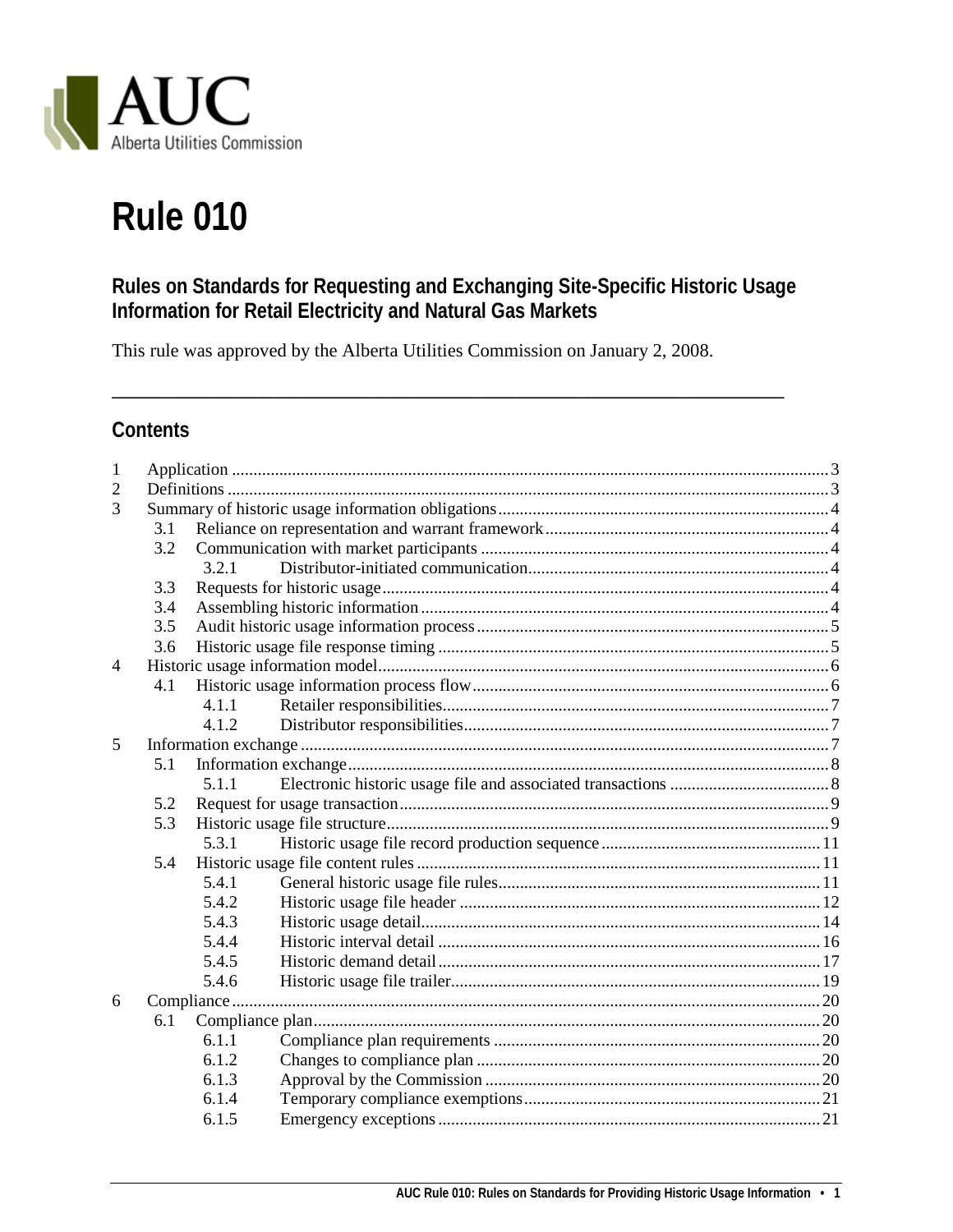AUC
Alberta Utilities Commission

# Rule 010

## Rules on Standards for Requesting and Exchanging Site-Specific Historic Usage Information for Retail Electricity and Natural Gas Markets

This rule was approved by the Alberta Utilities Commission on January 2, 2008.

---

## Contents

1 Application ........ 3
2 Definitions ........ 3
3 Summary of historic usage information obligations ........ 4
  3.1 Reliance on representation and warrant framework ........ 4
  3.2 Communication with market participants ........ 4
    3.2.1 Distributor-initiated communication ........ 4
  3.3 Requests for historic usage ........ 4
  3.4 Assembling historic information ........ 4
  3.5 Audit historic usage information process ........ 5
  3.6 Historic usage file response timing ........ 5
4 Historic usage information model ........ 6
  4.1 Historic usage information process flow ........ 6
    4.1.1 Retailer responsibilities ........ 7
    4.1.2 Distributor responsibilities ........ 7
5 Information exchange ........ 7
  5.1 Information exchange ........ 8
    5.1.1 Electronic historic usage file and associated transactions ........ 8
  5.2 Request for usage transaction ........ 9
  5.3 Historic usage file structure ........ 9
    5.3.1 Historic usage file record production sequence ........ 11
  5.4 Historic usage file content rules ........ 11
    5.4.1 General historic usage file rules ........ 11
    5.4.2 Historic usage file header ........ 12
    5.4.3 Historic usage detail ........ 14
    5.4.4 Historic interval detail ........ 16
    5.4.5 Historic demand detail ........ 17
    5.4.6 Historic usage file trailer ........ 19
6 Compliance ........ 20
  6.1 Compliance plan ........ 20
    6.1.1 Compliance plan requirements ........ 20
    6.1.2 Changes to compliance plan ........ 20
    6.1.3 Approval by the Commission ........ 20
    6.1.4 Temporary compliance exemptions ........ 21
    6.1.5 Emergency exceptions ........ 21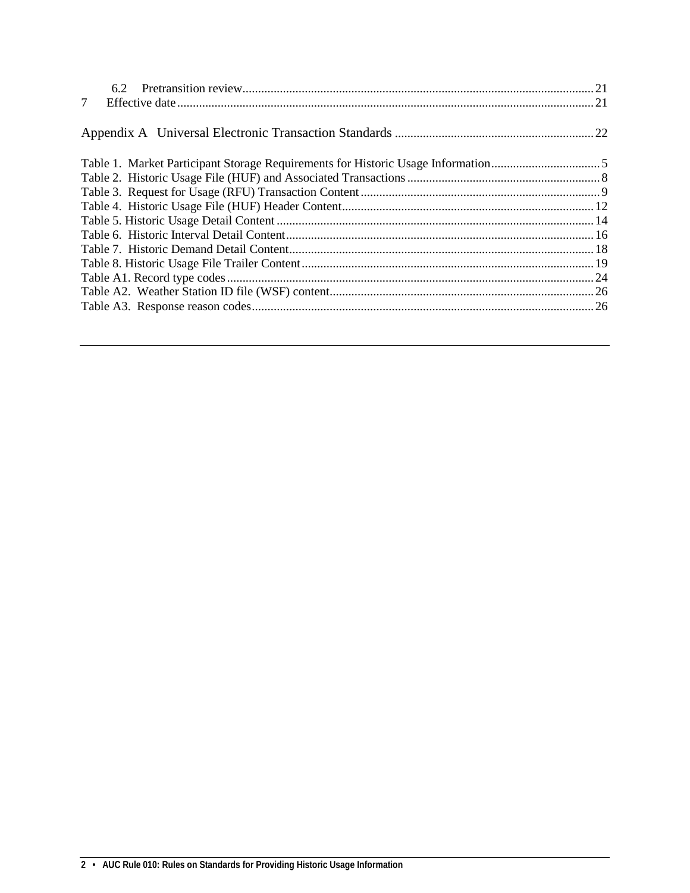6.2 Pretransition review.......................................................................................................21

7 Effective date.......................................................................................................21

Appendix A Universal Electronic Transaction Standards .........................................................22

Table 1. Market Participant Storage Requirements for Historic Usage Information...................................5

Table 2. Historic Usage File (HUF) and Associated Transactions.............................................................8

Table 3. Request for Usage (RFU) Transaction Content............................................................................9

Table 4. Historic Usage File (HUF) Header Content...................................................................................12

Table 5. Historic Usage Detail Content.......................................................................................................14

Table 6. Historic Interval Detail Content.....................................................................................................16

Table 7. Historic Demand Detail Content....................................................................................................18

Table 8. Historic Usage File Trailer Content...............................................................................................19

Table A1. Record type codes.......................................................................................................................24

Table A2. Weather Station ID file (WSF) content.......................................................................................26

Table A3. Response reason codes...............................................................................................................26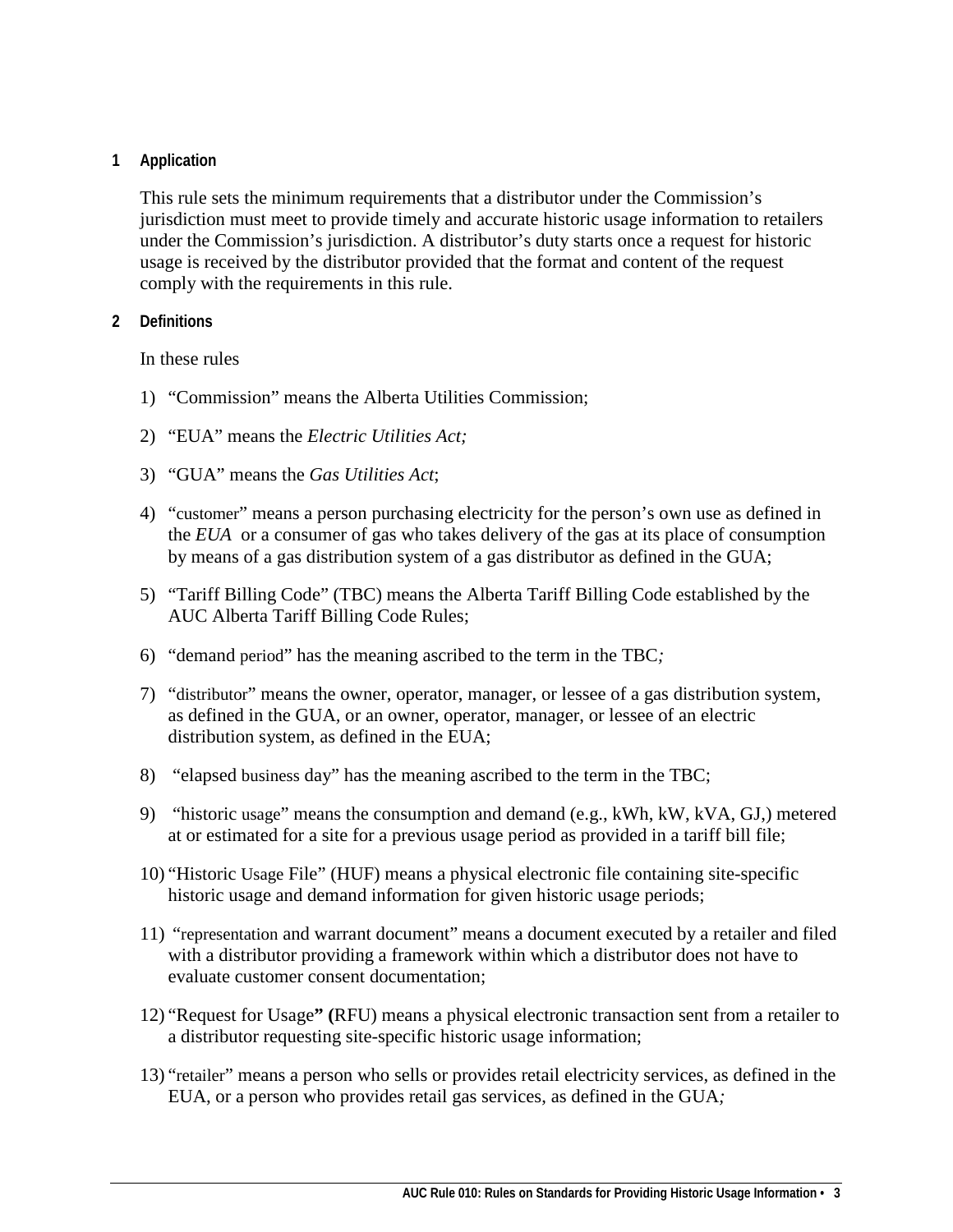## 1 Application

This rule sets the minimum requirements that a distributor under the Commission's jurisdiction must meet to provide timely and accurate historic usage information to retailers under the Commission's jurisdiction. A distributor's duty starts once a request for historic usage is received by the distributor provided that the format and content of the request comply with the requirements in this rule.

## 2 Definitions

In these rules

1) "Commission" means the Alberta Utilities Commission;
2) "EUA" means the *Electric Utilities Act;*
3) "GUA" means the *Gas Utilities Act*;
4) "customer" means a person purchasing electricity for the person's own use as defined in the *EUA* or a consumer of gas who takes delivery of the gas at its place of consumption by means of a gas distribution system of a gas distributor as defined in the GUA;
5) "Tariff Billing Code" (TBC) means the Alberta Tariff Billing Code established by the AUC Alberta Tariff Billing Code Rules;
6) "demand period" has the meaning ascribed to the term in the TBC*;*
7) "distributor" means the owner, operator, manager, or lessee of a gas distribution system, as defined in the GUA, or an owner, operator, manager, or lessee of an electric distribution system, as defined in the EUA;
8) "elapsed business day" has the meaning ascribed to the term in the TBC;
9) "historic usage" means the consumption and demand (e.g., kWh, kW, kVA, GJ,) metered at or estimated for a site for a previous usage period as provided in a tariff bill file;
10) "Historic Usage File" (HUF) means a physical electronic file containing site-specific historic usage and demand information for given historic usage periods;
11) "representation and warrant document" means a document executed by a retailer and filed with a distributor providing a framework within which a distributor does not have to evaluate customer consent documentation;
12) "Request for Usage**" (**RFU) means a physical electronic transaction sent from a retailer to a distributor requesting site-specific historic usage information;
13) "retailer" means a person who sells or provides retail electricity services, as defined in the EUA, or a person who provides retail gas services, as defined in the GUA*;*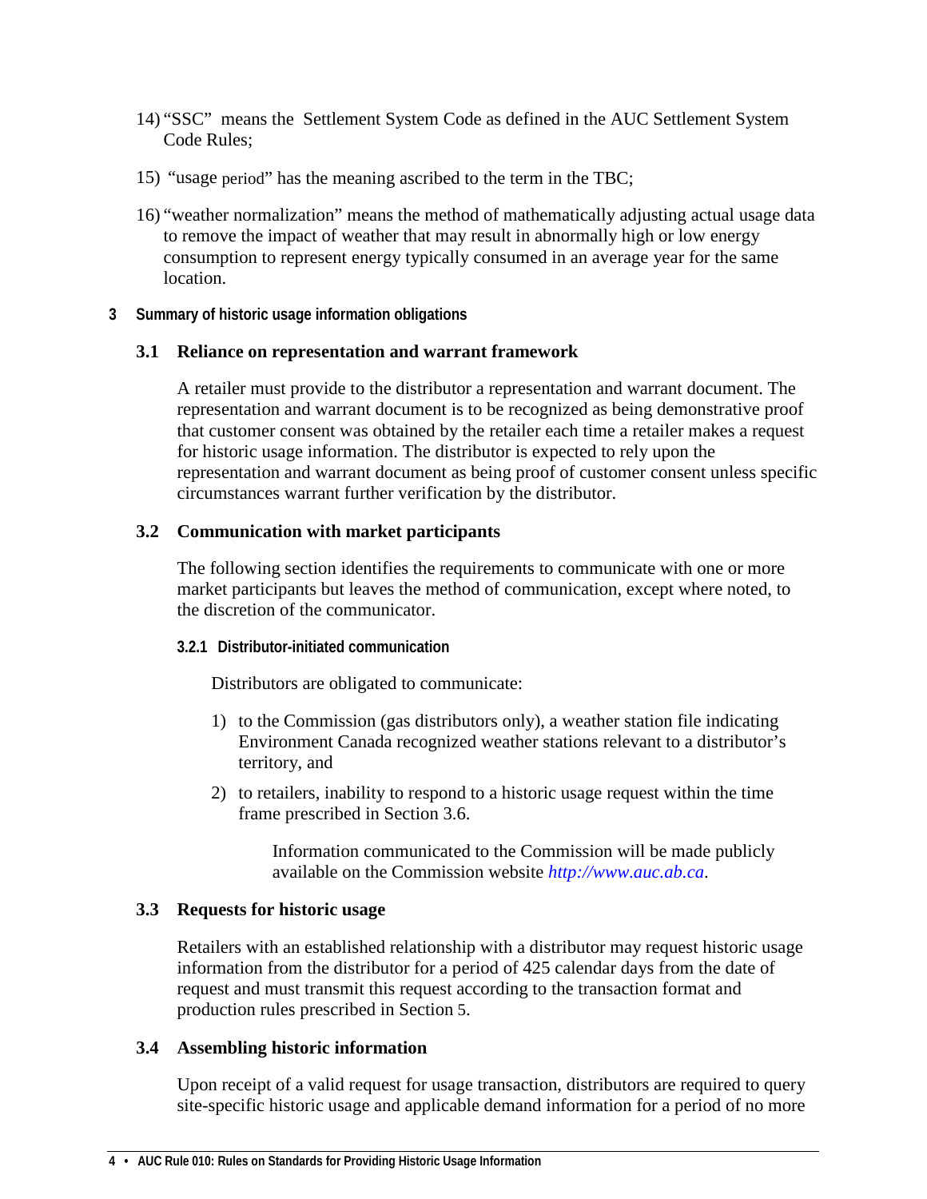14) "SSC" means the Settlement System Code as defined in the AUC Settlement System Code Rules;

15) "usage period" has the meaning ascribed to the term in the TBC;

16) "weather normalization" means the method of mathematically adjusting actual usage data to remove the impact of weather that may result in abnormally high or low energy consumption to represent energy typically consumed in an average year for the same location.

## 3 Summary of historic usage information obligations

### 3.1 Reliance on representation and warrant framework

A retailer must provide to the distributor a representation and warrant document. The representation and warrant document is to be recognized as being demonstrative proof that customer consent was obtained by the retailer each time a retailer makes a request for historic usage information. The distributor is expected to rely upon the representation and warrant document as being proof of customer consent unless specific circumstances warrant further verification by the distributor.

### 3.2 Communication with market participants

The following section identifies the requirements to communicate with one or more market participants but leaves the method of communication, except where noted, to the discretion of the communicator.

#### 3.2.1 Distributor-initiated communication

Distributors are obligated to communicate:

1) to the Commission (gas distributors only), a weather station file indicating Environment Canada recognized weather stations relevant to a distributor's territory, and

2) to retailers, inability to respond to a historic usage request within the time frame prescribed in Section 3.6.

   Information communicated to the Commission will be made publicly available on the Commission website *http://www.auc.ab.ca*.

### 3.3 Requests for historic usage

Retailers with an established relationship with a distributor may request historic usage information from the distributor for a period of 425 calendar days from the date of request and must transmit this request according to the transaction format and production rules prescribed in Section 5.

### 3.4 Assembling historic information

Upon receipt of a valid request for usage transaction, distributors are required to query site-specific historic usage and applicable demand information for a period of no more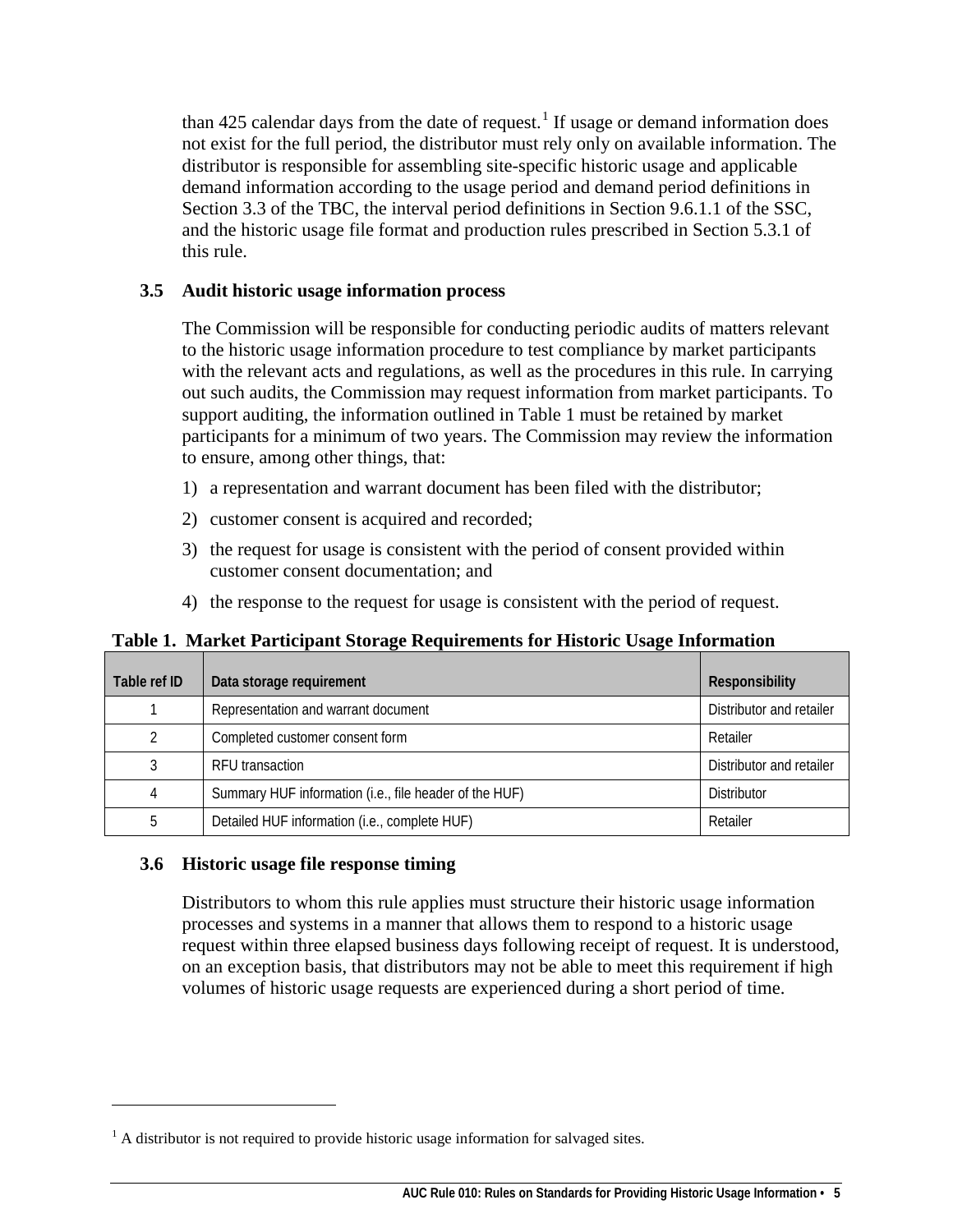than 425 calendar days from the date of request.[1] If usage or demand information does not exist for the full period, the distributor must rely only on available information. The distributor is responsible for assembling site-specific historic usage and applicable demand information according to the usage period and demand period definitions in Section 3.3 of the TBC, the interval period definitions in Section 9.6.1.1 of the SSC, and the historic usage file format and production rules prescribed in Section 5.3.1 of this rule.

### 3.5 Audit historic usage information process

The Commission will be responsible for conducting periodic audits of matters relevant to the historic usage information procedure to test compliance by market participants with the relevant acts and regulations, as well as the procedures in this rule. In carrying out such audits, the Commission may request information from market participants. To support auditing, the information outlined in Table 1 must be retained by market participants for a minimum of two years. The Commission may review the information to ensure, among other things, that:

1) a representation and warrant document has been filed with the distributor;
2) customer consent is acquired and recorded;
3) the request for usage is consistent with the period of consent provided within customer consent documentation; and
4) the response to the request for usage is consistent with the period of request.

**Table 1. Market Participant Storage Requirements for Historic Usage Information**

| Table ref ID | Data storage requirement | Responsibility |
|---|---|---|
| 1 | Representation and warrant document | Distributor and retailer |
| 2 | Completed customer consent form | Retailer |
| 3 | RFU transaction | Distributor and retailer |
| 4 | Summary HUF information (i.e., file header of the HUF) | Distributor |
| 5 | Detailed HUF information (i.e., complete HUF) | Retailer |

### 3.6 Historic usage file response timing

Distributors to whom this rule applies must structure their historic usage information processes and systems in a manner that allows them to respond to a historic usage request within three elapsed business days following receipt of request. It is understood, on an exception basis, that distributors may not be able to meet this requirement if high volumes of historic usage requests are experienced during a short period of time.

[1] A distributor is not required to provide historic usage information for salvaged sites.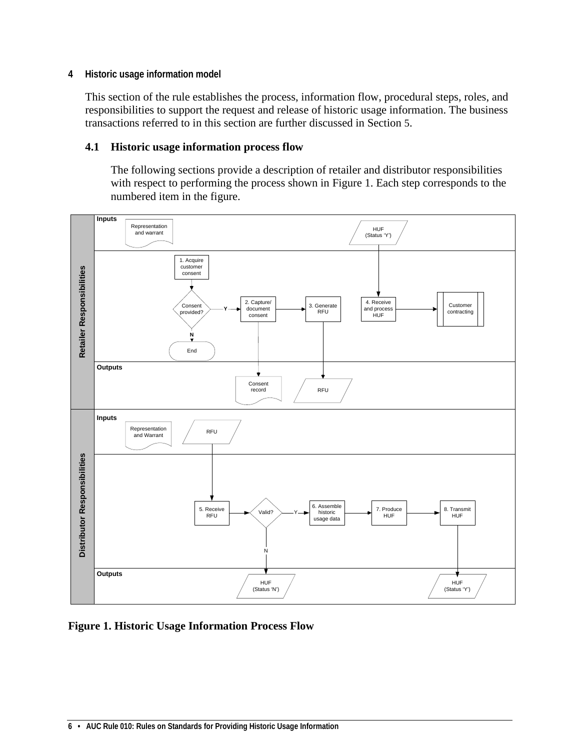## 4 Historic usage information model

This section of the rule establishes the process, information flow, procedural steps, roles, and responsibilities to support the request and release of historic usage information. The business transactions referred to in this section are further discussed in Section 5.

### 4.1 Historic usage information process flow

The following sections provide a description of retailer and distributor responsibilities with respect to performing the process shown in Figure 1. Each step corresponds to the numbered item in the figure.

**Figure 1. Historic Usage Information Process Flow**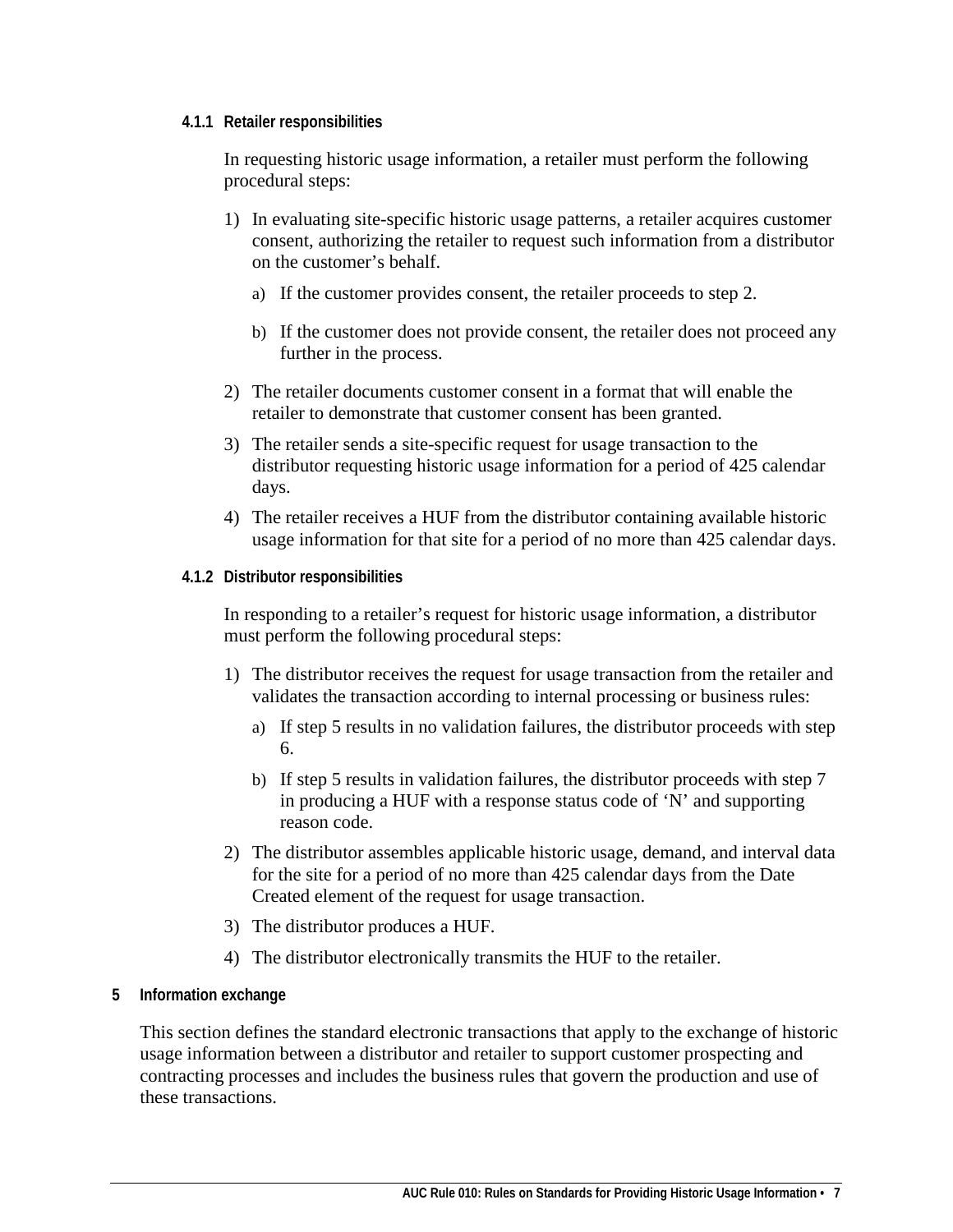#### 4.1.1 Retailer responsibilities

In requesting historic usage information, a retailer must perform the following procedural steps:

1) In evaluating site-specific historic usage patterns, a retailer acquires customer consent, authorizing the retailer to request such information from a distributor on the customer's behalf.
   a) If the customer provides consent, the retailer proceeds to step 2.
   b) If the customer does not provide consent, the retailer does not proceed any further in the process.
2) The retailer documents customer consent in a format that will enable the retailer to demonstrate that customer consent has been granted.
3) The retailer sends a site-specific request for usage transaction to the distributor requesting historic usage information for a period of 425 calendar days.
4) The retailer receives a HUF from the distributor containing available historic usage information for that site for a period of no more than 425 calendar days.

#### 4.1.2 Distributor responsibilities

In responding to a retailer's request for historic usage information, a distributor must perform the following procedural steps:

1) The distributor receives the request for usage transaction from the retailer and validates the transaction according to internal processing or business rules:
   a) If step 5 results in no validation failures, the distributor proceeds with step 6.
   b) If step 5 results in validation failures, the distributor proceeds with step 7 in producing a HUF with a response status code of 'N' and supporting reason code.
2) The distributor assembles applicable historic usage, demand, and interval data for the site for a period of no more than 425 calendar days from the Date Created element of the request for usage transaction.
3) The distributor produces a HUF.
4) The distributor electronically transmits the HUF to the retailer.

## 5 Information exchange

This section defines the standard electronic transactions that apply to the exchange of historic usage information between a distributor and retailer to support customer prospecting and contracting processes and includes the business rules that govern the production and use of these transactions.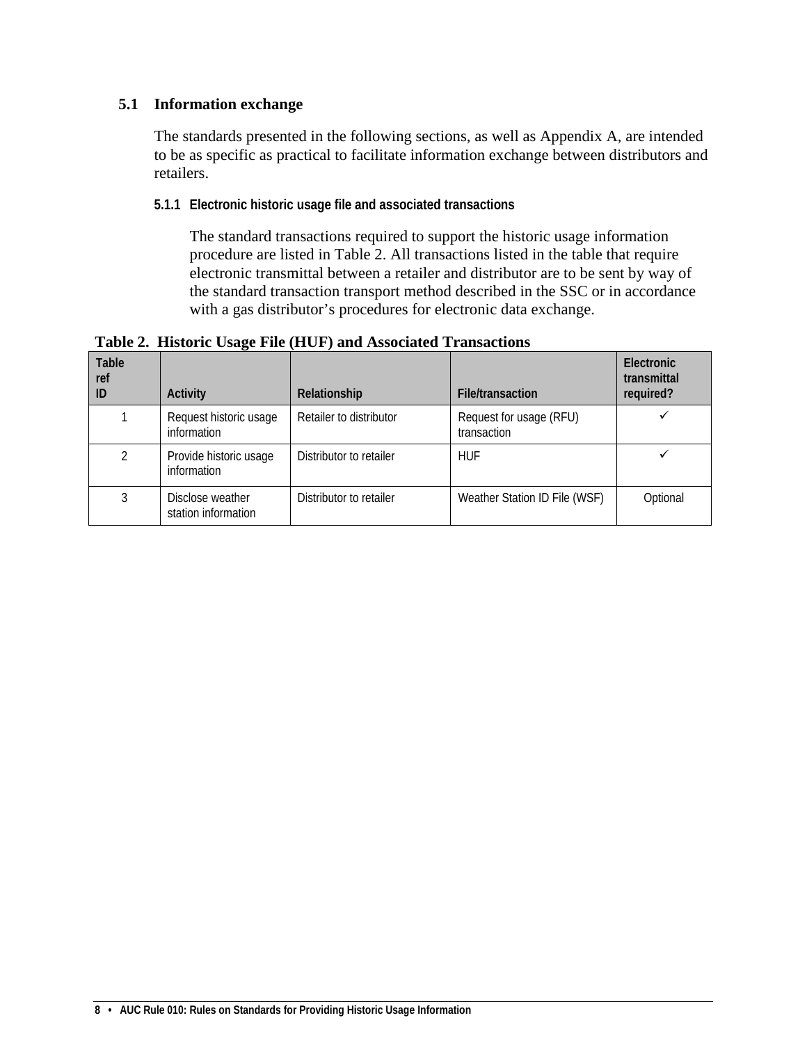## 5.1 Information exchange

The standards presented in the following sections, as well as Appendix A, are intended to be as specific as practical to facilitate information exchange between distributors and retailers.

### 5.1.1 Electronic historic usage file and associated transactions

The standard transactions required to support the historic usage information procedure are listed in Table 2. All transactions listed in the table that require electronic transmittal between a retailer and distributor are to be sent by way of the standard transaction transport method described in the SSC or in accordance with a gas distributor's procedures for electronic data exchange.

**Table 2. Historic Usage File (HUF) and Associated Transactions**

| Table ref ID | Activity | Relationship | File/transaction | Electronic transmittal required? |
|---|---|---|---|---|
| 1 | Request historic usage information | Retailer to distributor | Request for usage (RFU) transaction | ✓ |
| 2 | Provide historic usage information | Distributor to retailer | HUF | ✓ |
| 3 | Disclose weather station information | Distributor to retailer | Weather Station ID File (WSF) | Optional |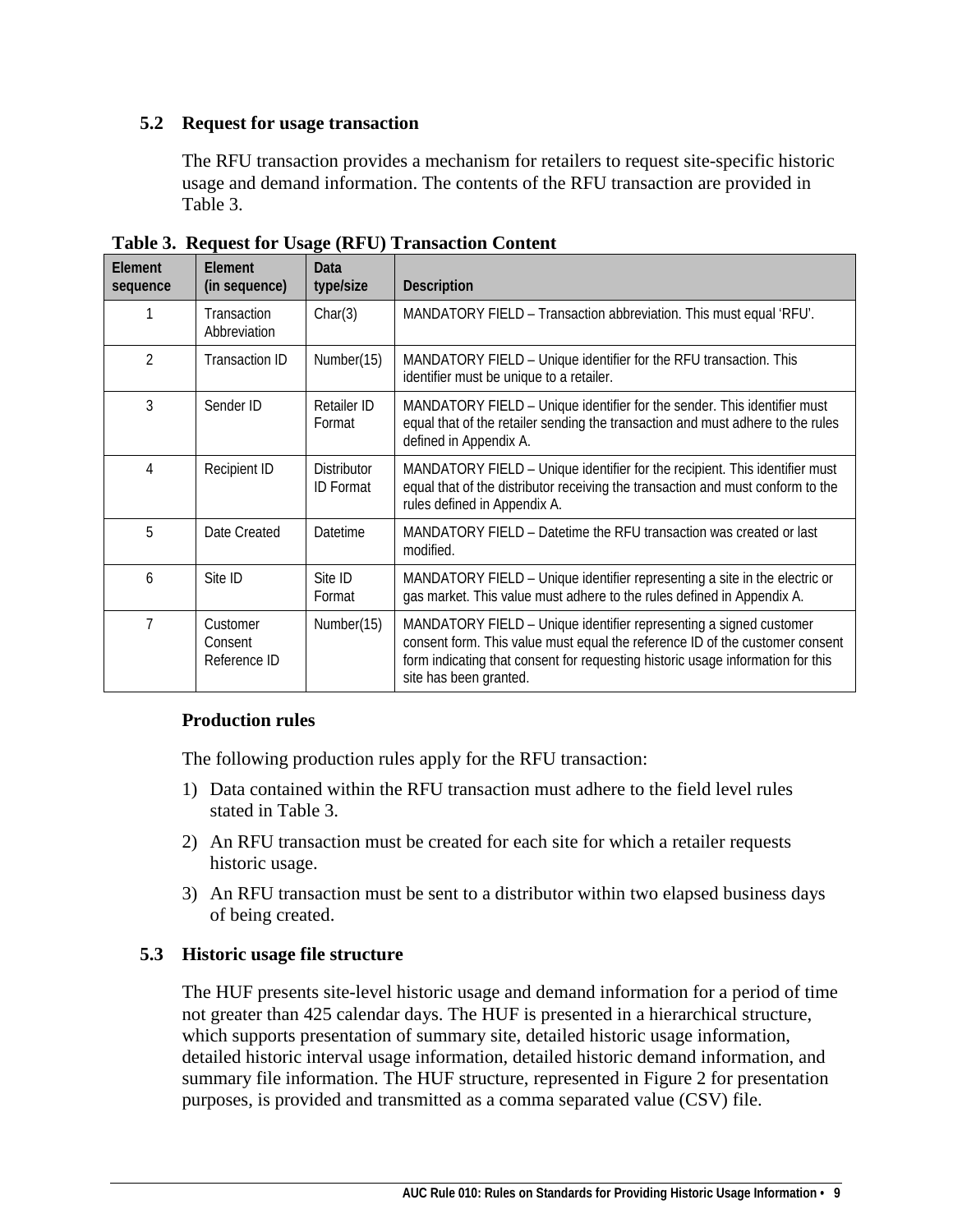### 5.2 Request for usage transaction

The RFU transaction provides a mechanism for retailers to request site-specific historic usage and demand information. The contents of the RFU transaction are provided in Table 3.

**Table 3. Request for Usage (RFU) Transaction Content**

| Element sequence | Element (in sequence) | Data type/size | Description |
|---|---|---|---|
| 1 | Transaction Abbreviation | Char(3) | MANDATORY FIELD – Transaction abbreviation. This must equal 'RFU'. |
| 2 | Transaction ID | Number(15) | MANDATORY FIELD – Unique identifier for the RFU transaction. This identifier must be unique to a retailer. |
| 3 | Sender ID | Retailer ID Format | MANDATORY FIELD – Unique identifier for the sender. This identifier must equal that of the retailer sending the transaction and must adhere to the rules defined in Appendix A. |
| 4 | Recipient ID | Distributor ID Format | MANDATORY FIELD – Unique identifier for the recipient. This identifier must equal that of the distributor receiving the transaction and must conform to the rules defined in Appendix A. |
| 5 | Date Created | Datetime | MANDATORY FIELD – Datetime the RFU transaction was created or last modified. |
| 6 | Site ID | Site ID Format | MANDATORY FIELD – Unique identifier representing a site in the electric or gas market. This value must adhere to the rules defined in Appendix A. |
| 7 | Customer Consent Reference ID | Number(15) | MANDATORY FIELD – Unique identifier representing a signed customer consent form. This value must equal the reference ID of the customer consent form indicating that consent for requesting historic usage information for this site has been granted. |

**Production rules**

The following production rules apply for the RFU transaction:

1) Data contained within the RFU transaction must adhere to the field level rules stated in Table 3.
2) An RFU transaction must be created for each site for which a retailer requests historic usage.
3) An RFU transaction must be sent to a distributor within two elapsed business days of being created.

### 5.3 Historic usage file structure

The HUF presents site-level historic usage and demand information for a period of time not greater than 425 calendar days. The HUF is presented in a hierarchical structure, which supports presentation of summary site, detailed historic usage information, detailed historic interval usage information, detailed historic demand information, and summary file information. The HUF structure, represented in Figure 2 for presentation purposes, is provided and transmitted as a comma separated value (CSV) file.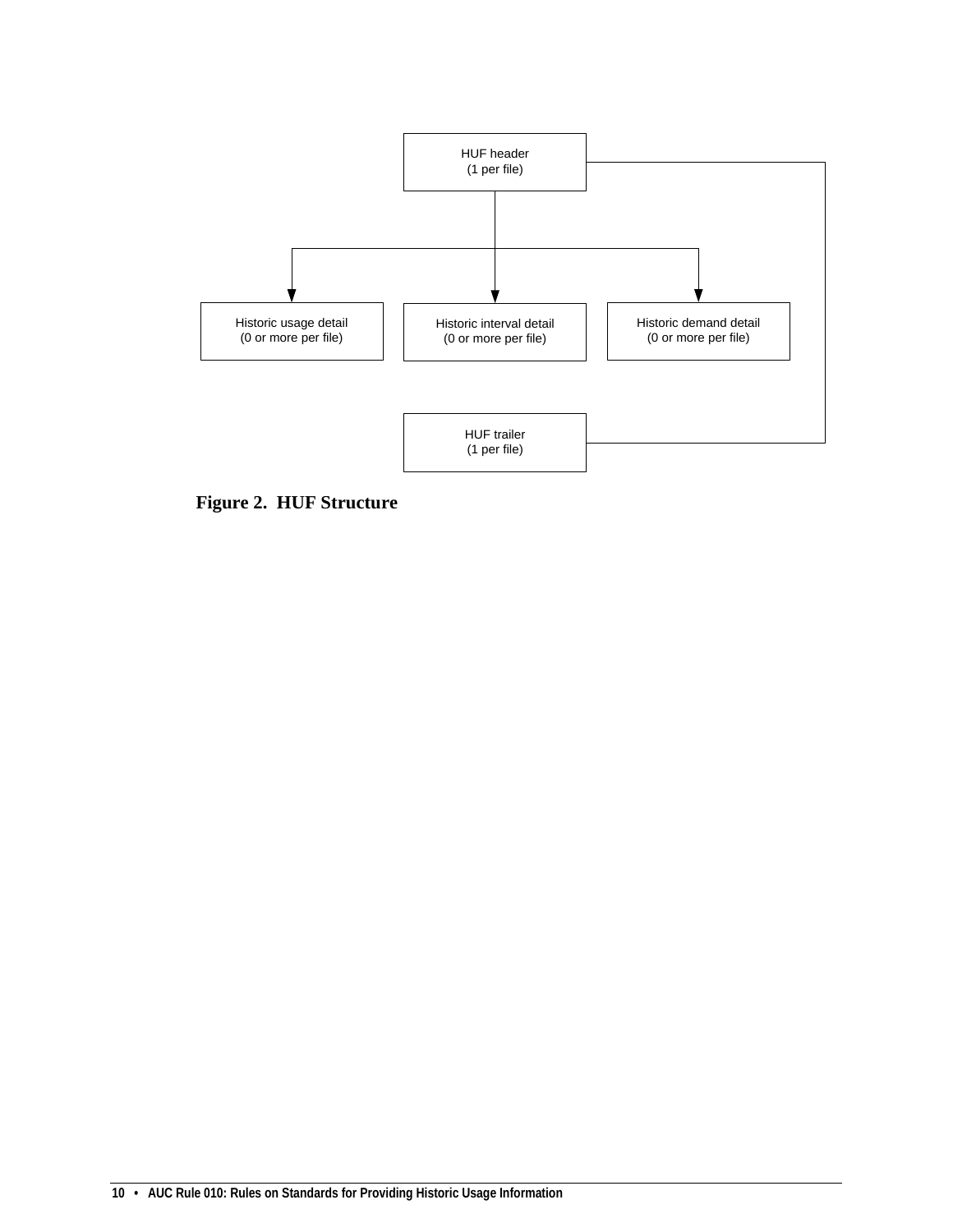HUF header
(1 per file)

Historic usage detail
(0 or more per file)

Historic interval detail
(0 or more per file)

Historic demand detail
(0 or more per file)

HUF trailer
(1 per file)

**Figure 2. HUF Structure**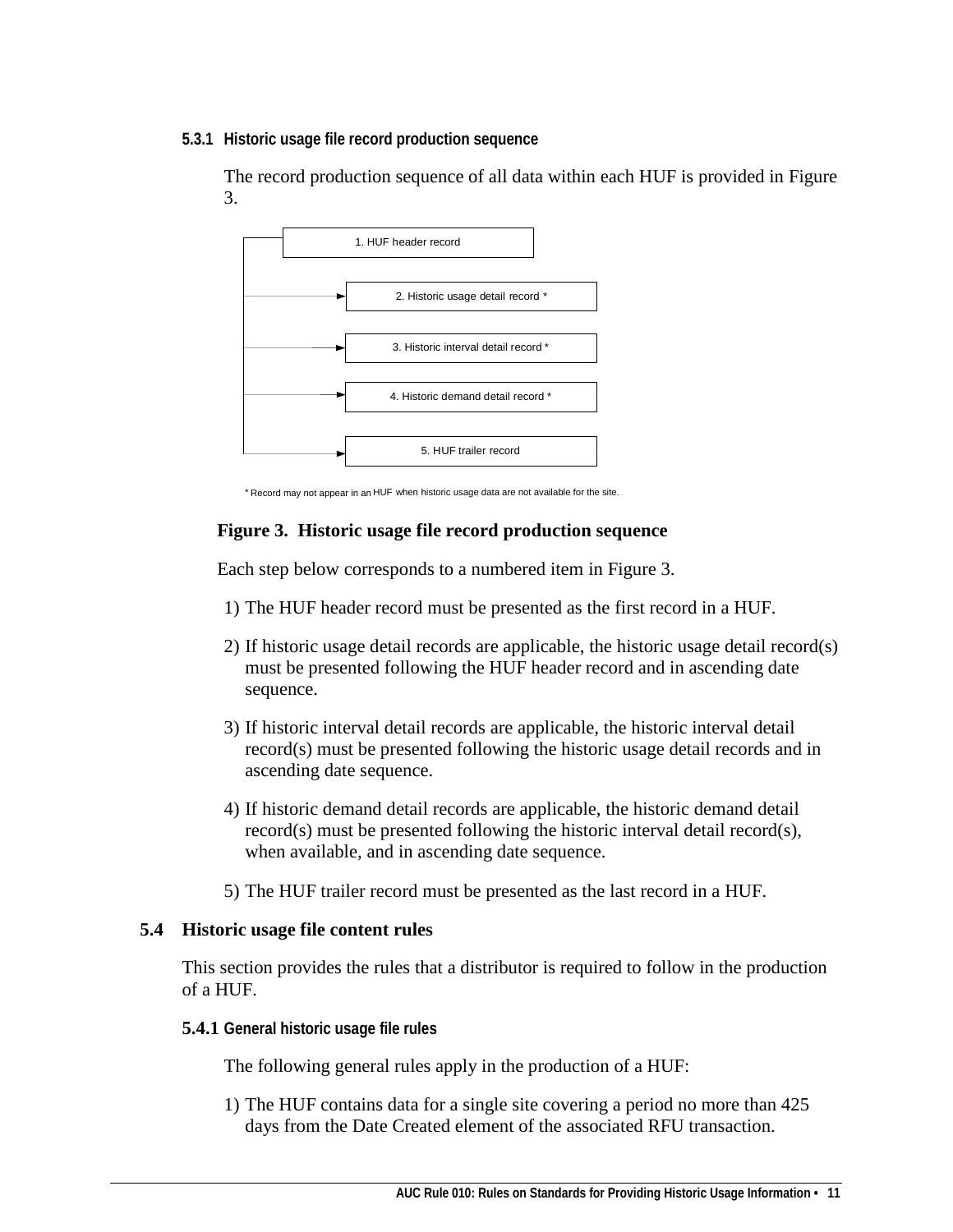#### 5.3.1 Historic usage file record production sequence

The record production sequence of all data within each HUF is provided in Figure 3.

1. HUF header record

2. Historic usage detail record *

3. Historic interval detail record *

4. Historic demand detail record *

5. HUF trailer record

* Record may not appear in an HUF when historic usage data are not available for the site.

**Figure 3. Historic usage file record production sequence**

Each step below corresponds to a numbered item in Figure 3.

1) The HUF header record must be presented as the first record in a HUF.

2) If historic usage detail records are applicable, the historic usage detail record(s) must be presented following the HUF header record and in ascending date sequence.

3) If historic interval detail records are applicable, the historic interval detail record(s) must be presented following the historic usage detail records and in ascending date sequence.

4) If historic demand detail records are applicable, the historic demand detail record(s) must be presented following the historic interval detail record(s), when available, and in ascending date sequence.

5) The HUF trailer record must be presented as the last record in a HUF.

### 5.4 Historic usage file content rules

This section provides the rules that a distributor is required to follow in the production of a HUF.

#### 5.4.1 General historic usage file rules

The following general rules apply in the production of a HUF:

1) The HUF contains data for a single site covering a period no more than 425 days from the Date Created element of the associated RFU transaction.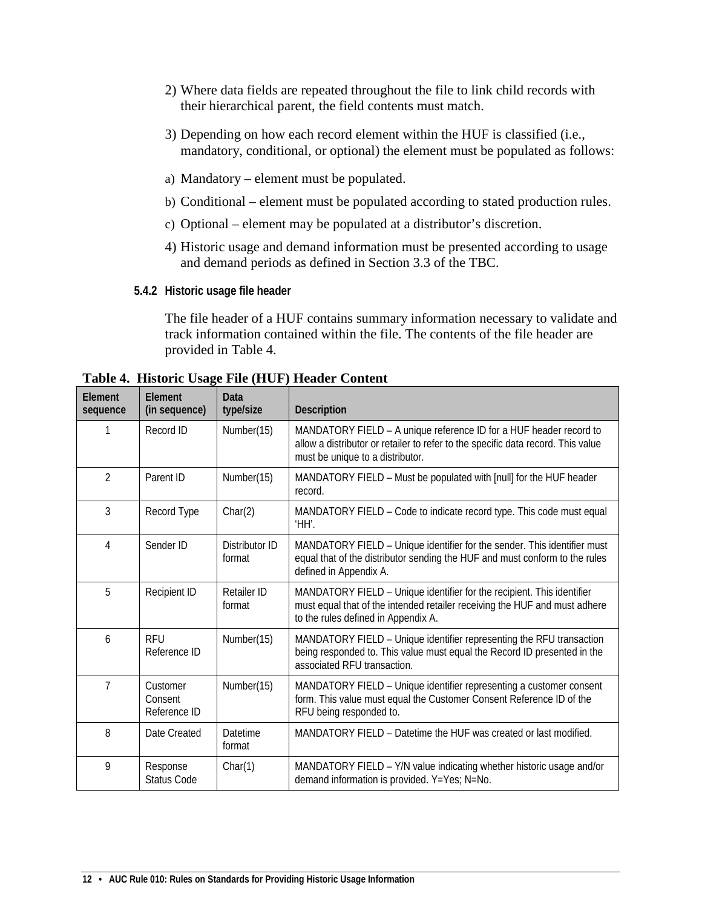2) Where data fields are repeated throughout the file to link child records with their hierarchical parent, the field contents must match.

3) Depending on how each record element within the HUF is classified (i.e., mandatory, conditional, or optional) the element must be populated as follows:

a) Mandatory – element must be populated.

b) Conditional – element must be populated according to stated production rules.

c) Optional – element may be populated at a distributor's discretion.

4) Historic usage and demand information must be presented according to usage and demand periods as defined in Section 3.3 of the TBC.

#### 5.4.2 Historic usage file header

The file header of a HUF contains summary information necessary to validate and track information contained within the file. The contents of the file header are provided in Table 4.

**Table 4. Historic Usage File (HUF) Header Content**

| Element sequence | Element (in sequence) | Data type/size | Description |
|---|---|---|---|
| 1 | Record ID | Number(15) | MANDATORY FIELD – A unique reference ID for a HUF header record to allow a distributor or retailer to refer to the specific data record. This value must be unique to a distributor. |
| 2 | Parent ID | Number(15) | MANDATORY FIELD – Must be populated with [null] for the HUF header record. |
| 3 | Record Type | Char(2) | MANDATORY FIELD – Code to indicate record type. This code must equal 'HH'. |
| 4 | Sender ID | Distributor ID format | MANDATORY FIELD – Unique identifier for the sender. This identifier must equal that of the distributor sending the HUF and must conform to the rules defined in Appendix A. |
| 5 | Recipient ID | Retailer ID format | MANDATORY FIELD – Unique identifier for the recipient. This identifier must equal that of the intended retailer receiving the HUF and must adhere to the rules defined in Appendix A. |
| 6 | RFU Reference ID | Number(15) | MANDATORY FIELD – Unique identifier representing the RFU transaction being responded to. This value must equal the Record ID presented in the associated RFU transaction. |
| 7 | Customer Consent Reference ID | Number(15) | MANDATORY FIELD – Unique identifier representing a customer consent form. This value must equal the Customer Consent Reference ID of the RFU being responded to. |
| 8 | Date Created | Datetime format | MANDATORY FIELD – Datetime the HUF was created or last modified. |
| 9 | Response Status Code | Char(1) | MANDATORY FIELD – Y/N value indicating whether historic usage and/or demand information is provided. Y=Yes; N=No. |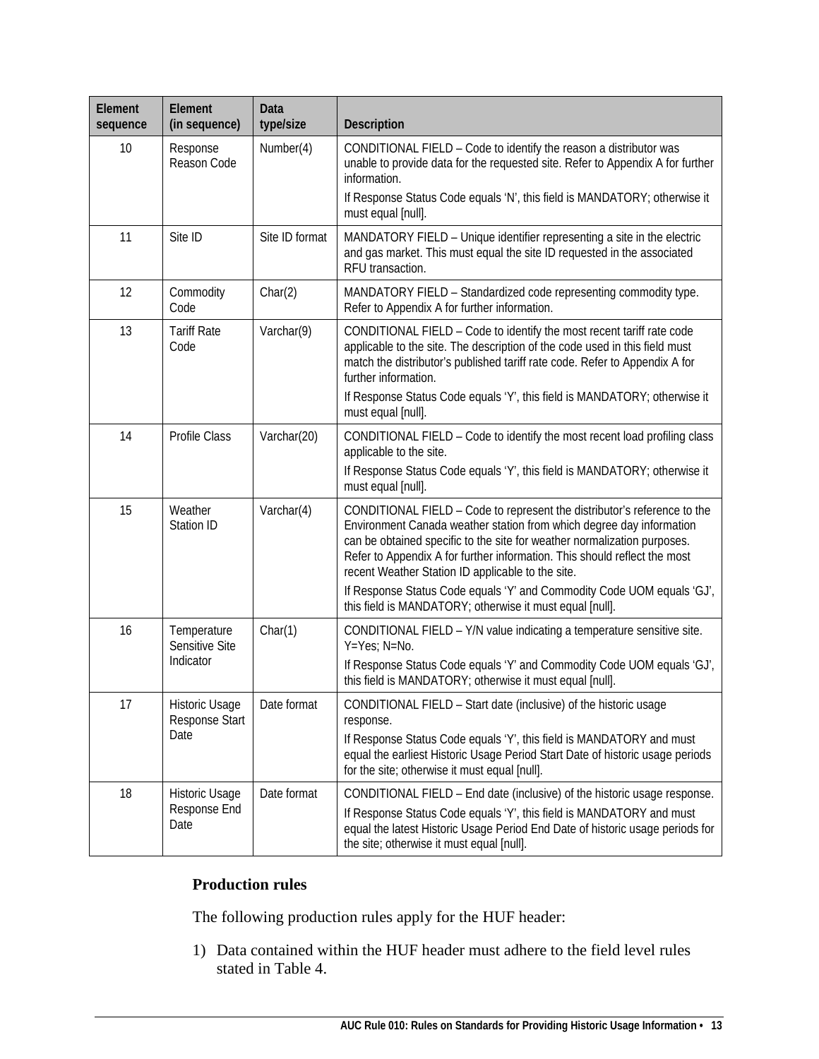| Element sequence | Element (in sequence) | Data type/size | Description |
|---|---|---|---|
| 10 | Response Reason Code | Number(4) | CONDITIONAL FIELD – Code to identify the reason a distributor was unable to provide data for the requested site. Refer to Appendix A for further information.<br>If Response Status Code equals 'N', this field is MANDATORY; otherwise it must equal [null]. |
| 11 | Site ID | Site ID format | MANDATORY FIELD – Unique identifier representing a site in the electric and gas market. This must equal the site ID requested in the associated RFU transaction. |
| 12 | Commodity Code | Char(2) | MANDATORY FIELD – Standardized code representing commodity type. Refer to Appendix A for further information. |
| 13 | Tariff Rate Code | Varchar(9) | CONDITIONAL FIELD – Code to identify the most recent tariff rate code applicable to the site. The description of the code used in this field must match the distributor's published tariff rate code. Refer to Appendix A for further information.<br>If Response Status Code equals 'Y', this field is MANDATORY; otherwise it must equal [null]. |
| 14 | Profile Class | Varchar(20) | CONDITIONAL FIELD – Code to identify the most recent load profiling class applicable to the site.<br>If Response Status Code equals 'Y', this field is MANDATORY; otherwise it must equal [null]. |
| 15 | Weather Station ID | Varchar(4) | CONDITIONAL FIELD – Code to represent the distributor's reference to the Environment Canada weather station from which degree day information can be obtained specific to the site for weather normalization purposes. Refer to Appendix A for further information. This should reflect the most recent Weather Station ID applicable to the site.<br>If Response Status Code equals 'Y' and Commodity Code UOM equals 'GJ', this field is MANDATORY; otherwise it must equal [null]. |
| 16 | Temperature Sensitive Site Indicator | Char(1) | CONDITIONAL FIELD – Y/N value indicating a temperature sensitive site. Y=Yes; N=No.<br>If Response Status Code equals 'Y' and Commodity Code UOM equals 'GJ', this field is MANDATORY; otherwise it must equal [null]. |
| 17 | Historic Usage Response Start Date | Date format | CONDITIONAL FIELD – Start date (inclusive) of the historic usage response.<br>If Response Status Code equals 'Y', this field is MANDATORY and must equal the earliest Historic Usage Period Start Date of historic usage periods for the site; otherwise it must equal [null]. |
| 18 | Historic Usage Response End Date | Date format | CONDITIONAL FIELD – End date (inclusive) of the historic usage response.<br>If Response Status Code equals 'Y', this field is MANDATORY and must equal the latest Historic Usage Period End Date of historic usage periods for the site; otherwise it must equal [null]. |

**Production rules**

The following production rules apply for the HUF header:

1) Data contained within the HUF header must adhere to the field level rules stated in Table 4.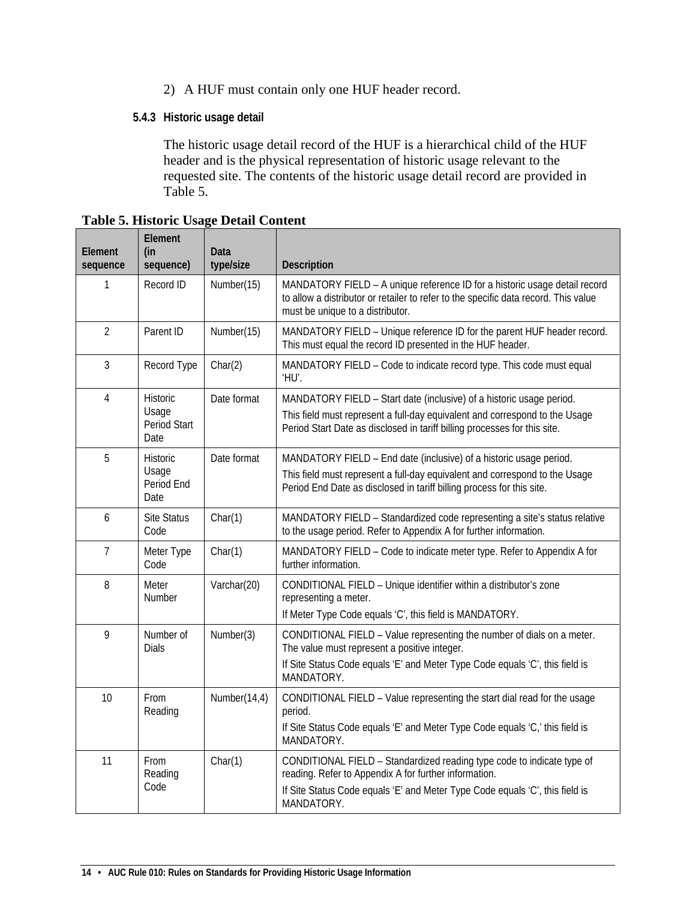2) A HUF must contain only one HUF header record.

#### 5.4.3 Historic usage detail

The historic usage detail record of the HUF is a hierarchical child of the HUF header and is the physical representation of historic usage relevant to the requested site. The contents of the historic usage detail record are provided in Table 5.

**Table 5. Historic Usage Detail Content**

| Element sequence | Element (in sequence) | Data type/size | Description |
|---|---|---|---|
| 1 | Record ID | Number(15) | MANDATORY FIELD – A unique reference ID for a historic usage detail record to allow a distributor or retailer to refer to the specific data record. This value must be unique to a distributor. |
| 2 | Parent ID | Number(15) | MANDATORY FIELD – Unique reference ID for the parent HUF header record. This must equal the record ID presented in the HUF header. |
| 3 | Record Type | Char(2) | MANDATORY FIELD – Code to indicate record type. This code must equal 'HU'. |
| 4 | Historic Usage Period Start Date | Date format | MANDATORY FIELD – Start date (inclusive) of a historic usage period. This field must represent a full-day equivalent and correspond to the Usage Period Start Date as disclosed in tariff billing processes for this site. |
| 5 | Historic Usage Period End Date | Date format | MANDATORY FIELD – End date (inclusive) of a historic usage period. This field must represent a full-day equivalent and correspond to the Usage Period End Date as disclosed in tariff billing process for this site. |
| 6 | Site Status Code | Char(1) | MANDATORY FIELD – Standardized code representing a site's status relative to the usage period. Refer to Appendix A for further information. |
| 7 | Meter Type Code | Char(1) | MANDATORY FIELD – Code to indicate meter type. Refer to Appendix A for further information. |
| 8 | Meter Number | Varchar(20) | CONDITIONAL FIELD – Unique identifier within a distributor's zone representing a meter. If Meter Type Code equals 'C', this field is MANDATORY. |
| 9 | Number of Dials | Number(3) | CONDITIONAL FIELD – Value representing the number of dials on a meter. The value must represent a positive integer. If Site Status Code equals 'E' and Meter Type Code equals 'C', this field is MANDATORY. |
| 10 | From Reading | Number(14,4) | CONDITIONAL FIELD – Value representing the start dial read for the usage period. If Site Status Code equals 'E' and Meter Type Code equals 'C,' this field is MANDATORY. |
| 11 | From Reading Code | Char(1) | CONDITIONAL FIELD – Standardized reading type code to indicate type of reading. Refer to Appendix A for further information. If Site Status Code equals 'E' and Meter Type Code equals 'C', this field is MANDATORY. |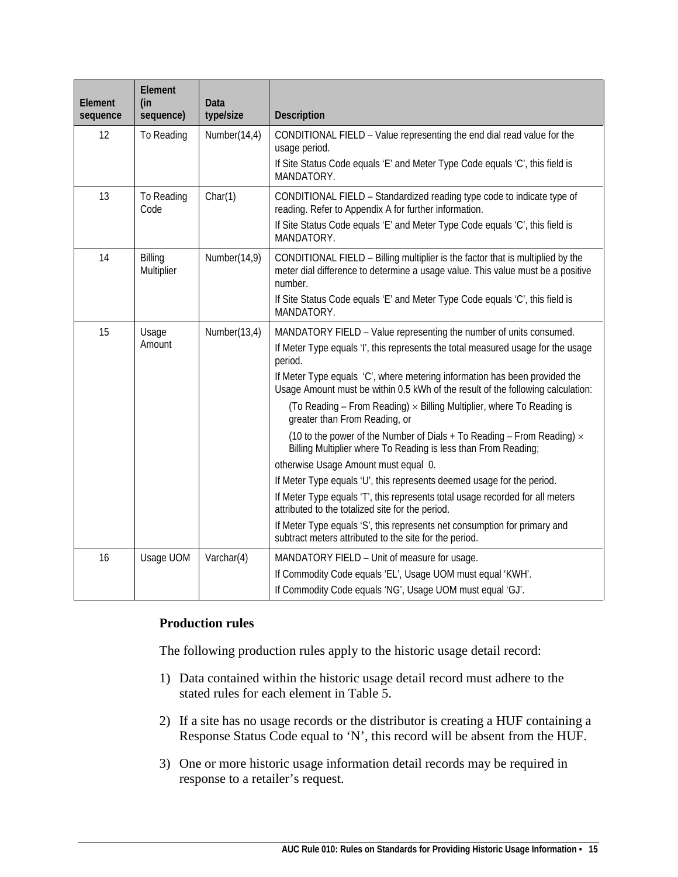| Element sequence | Element (in sequence) | Data type/size | Description |
|---|---|---|---|
| 12 | To Reading | Number(14,4) | CONDITIONAL FIELD – Value representing the end dial read value for the usage period.<br>If Site Status Code equals 'E' and Meter Type Code equals 'C', this field is MANDATORY. |
| 13 | To Reading Code | Char(1) | CONDITIONAL FIELD – Standardized reading type code to indicate type of reading. Refer to Appendix A for further information.<br>If Site Status Code equals 'E' and Meter Type Code equals 'C', this field is MANDATORY. |
| 14 | Billing Multiplier | Number(14,9) | CONDITIONAL FIELD – Billing multiplier is the factor that is multiplied by the meter dial difference to determine a usage value. This value must be a positive number.<br>If Site Status Code equals 'E' and Meter Type Code equals 'C', this field is MANDATORY. |
| 15 | Usage Amount | Number(13,4) | MANDATORY FIELD – Value representing the number of units consumed.<br>If Meter Type equals 'I', this represents the total measured usage for the usage period.<br>If Meter Type equals 'C', where metering information has been provided the Usage Amount must be within 0.5 kWh of the result of the following calculation:<br>(To Reading – From Reading) × Billing Multiplier, where To Reading is greater than From Reading, or<br>(10 to the power of the Number of Dials + To Reading – From Reading) × Billing Multiplier where To Reading is less than From Reading;<br>otherwise Usage Amount must equal 0.<br>If Meter Type equals 'U', this represents deemed usage for the period.<br>If Meter Type equals 'T', this represents total usage recorded for all meters attributed to the totalized site for the period.<br>If Meter Type equals 'S', this represents net consumption for primary and subtract meters attributed to the site for the period. |
| 16 | Usage UOM | Varchar(4) | MANDATORY FIELD – Unit of measure for usage.<br>If Commodity Code equals 'EL', Usage UOM must equal 'KWH'.<br>If Commodity Code equals 'NG', Usage UOM must equal 'GJ'. |

**Production rules**

The following production rules apply to the historic usage detail record:

1) Data contained within the historic usage detail record must adhere to the stated rules for each element in Table 5.

2) If a site has no usage records or the distributor is creating a HUF containing a Response Status Code equal to 'N', this record will be absent from the HUF.

3) One or more historic usage information detail records may be required in response to a retailer's request.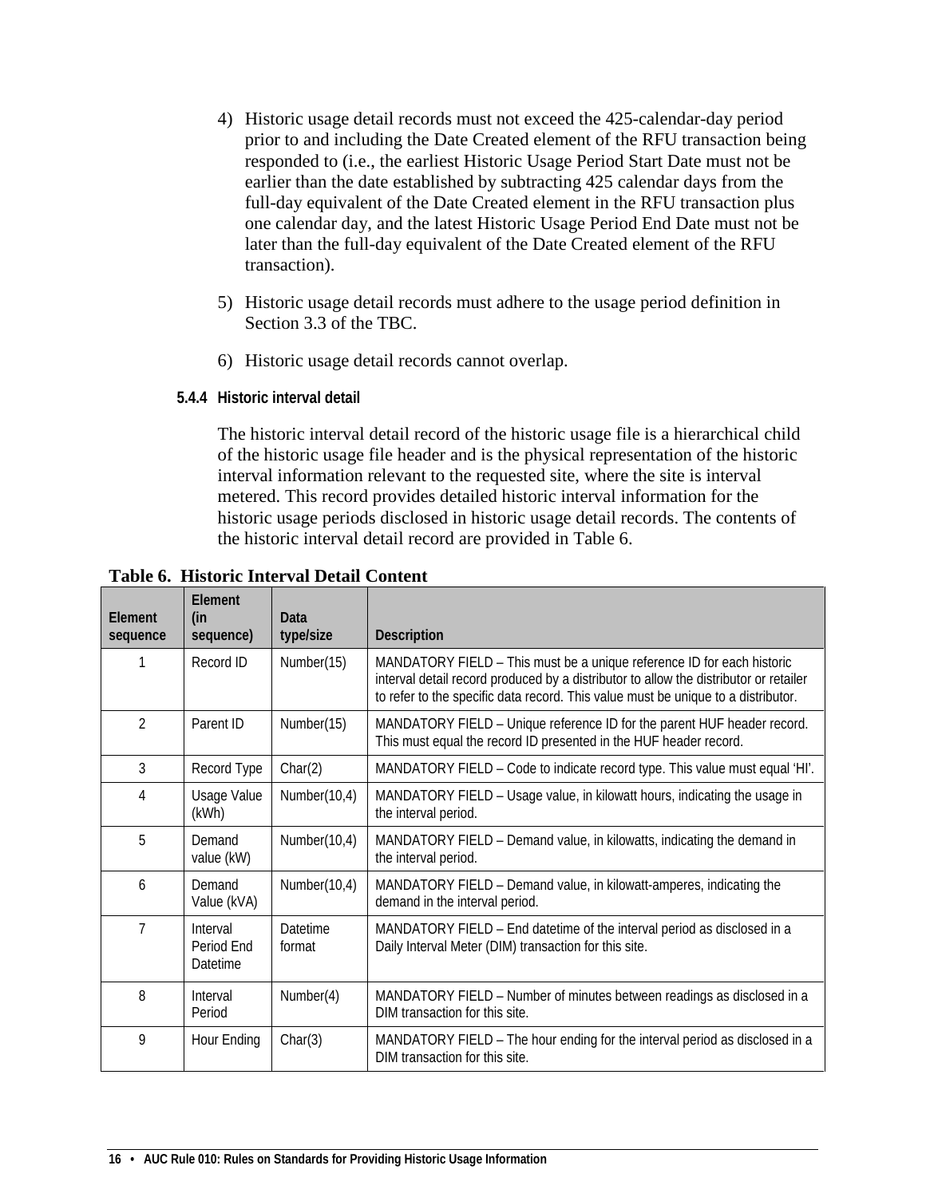4) Historic usage detail records must not exceed the 425-calendar-day period prior to and including the Date Created element of the RFU transaction being responded to (i.e., the earliest Historic Usage Period Start Date must not be earlier than the date established by subtracting 425 calendar days from the full-day equivalent of the Date Created element in the RFU transaction plus one calendar day, and the latest Historic Usage Period End Date must not be later than the full-day equivalent of the Date Created element of the RFU transaction).

5) Historic usage detail records must adhere to the usage period definition in Section 3.3 of the TBC.

6) Historic usage detail records cannot overlap.

#### 5.4.4 Historic interval detail

The historic interval detail record of the historic usage file is a hierarchical child of the historic usage file header and is the physical representation of the historic interval information relevant to the requested site, where the site is interval metered. This record provides detailed historic interval information for the historic usage periods disclosed in historic usage detail records. The contents of the historic interval detail record are provided in Table 6.

**Table 6. Historic Interval Detail Content**

| Element sequence | Element (in sequence) | Data type/size | Description |
|---|---|---|---|
| 1 | Record ID | Number(15) | MANDATORY FIELD – This must be a unique reference ID for each historic interval detail record produced by a distributor to allow the distributor or retailer to refer to the specific data record. This value must be unique to a distributor. |
| 2 | Parent ID | Number(15) | MANDATORY FIELD – Unique reference ID for the parent HUF header record. This must equal the record ID presented in the HUF header record. |
| 3 | Record Type | Char(2) | MANDATORY FIELD – Code to indicate record type. This value must equal 'HI'. |
| 4 | Usage Value (kWh) | Number(10,4) | MANDATORY FIELD – Usage value, in kilowatt hours, indicating the usage in the interval period. |
| 5 | Demand value (kW) | Number(10,4) | MANDATORY FIELD – Demand value, in kilowatts, indicating the demand in the interval period. |
| 6 | Demand Value (kVA) | Number(10,4) | MANDATORY FIELD – Demand value, in kilowatt-amperes, indicating the demand in the interval period. |
| 7 | Interval Period End Datetime | Datetime format | MANDATORY FIELD – End datetime of the interval period as disclosed in a Daily Interval Meter (DIM) transaction for this site. |
| 8 | Interval Period | Number(4) | MANDATORY FIELD – Number of minutes between readings as disclosed in a DIM transaction for this site. |
| 9 | Hour Ending | Char(3) | MANDATORY FIELD – The hour ending for the interval period as disclosed in a DIM transaction for this site. |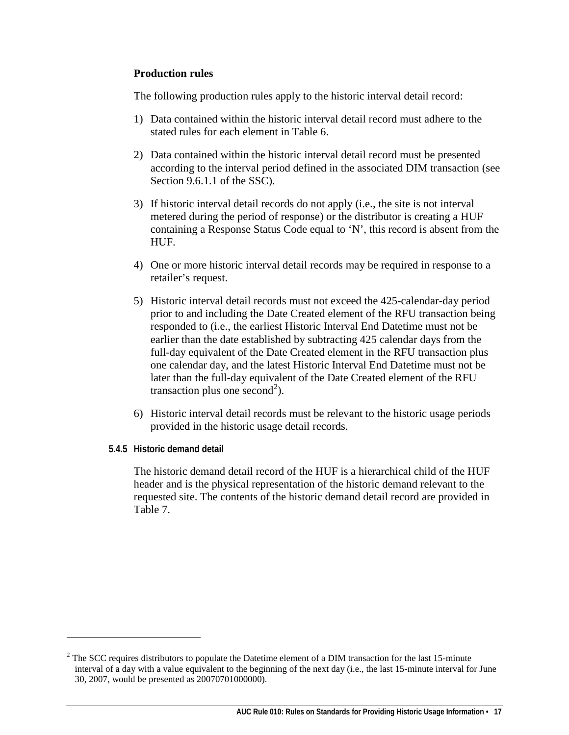**Production rules**

The following production rules apply to the historic interval detail record:

1) Data contained within the historic interval detail record must adhere to the stated rules for each element in Table 6.

2) Data contained within the historic interval detail record must be presented according to the interval period defined in the associated DIM transaction (see Section 9.6.1.1 of the SSC).

3) If historic interval detail records do not apply (i.e., the site is not interval metered during the period of response) or the distributor is creating a HUF containing a Response Status Code equal to 'N', this record is absent from the HUF.

4) One or more historic interval detail records may be required in response to a retailer's request.

5) Historic interval detail records must not exceed the 425-calendar-day period prior to and including the Date Created element of the RFU transaction being responded to (i.e., the earliest Historic Interval End Datetime must not be earlier than the date established by subtracting 425 calendar days from the full-day equivalent of the Date Created element in the RFU transaction plus one calendar day, and the latest Historic Interval End Datetime must not be later than the full-day equivalent of the Date Created element of the RFU transaction plus one second[2]).

6) Historic interval detail records must be relevant to the historic usage periods provided in the historic usage detail records.

### 5.4.5 Historic demand detail

The historic demand detail record of the HUF is a hierarchical child of the HUF header and is the physical representation of the historic demand relevant to the requested site. The contents of the historic demand detail record are provided in Table 7.

---

[2] The SCC requires distributors to populate the Datetime element of a DIM transaction for the last 15-minute interval of a day with a value equivalent to the beginning of the next day (i.e., the last 15-minute interval for June 30, 2007, would be presented as 20070701000000).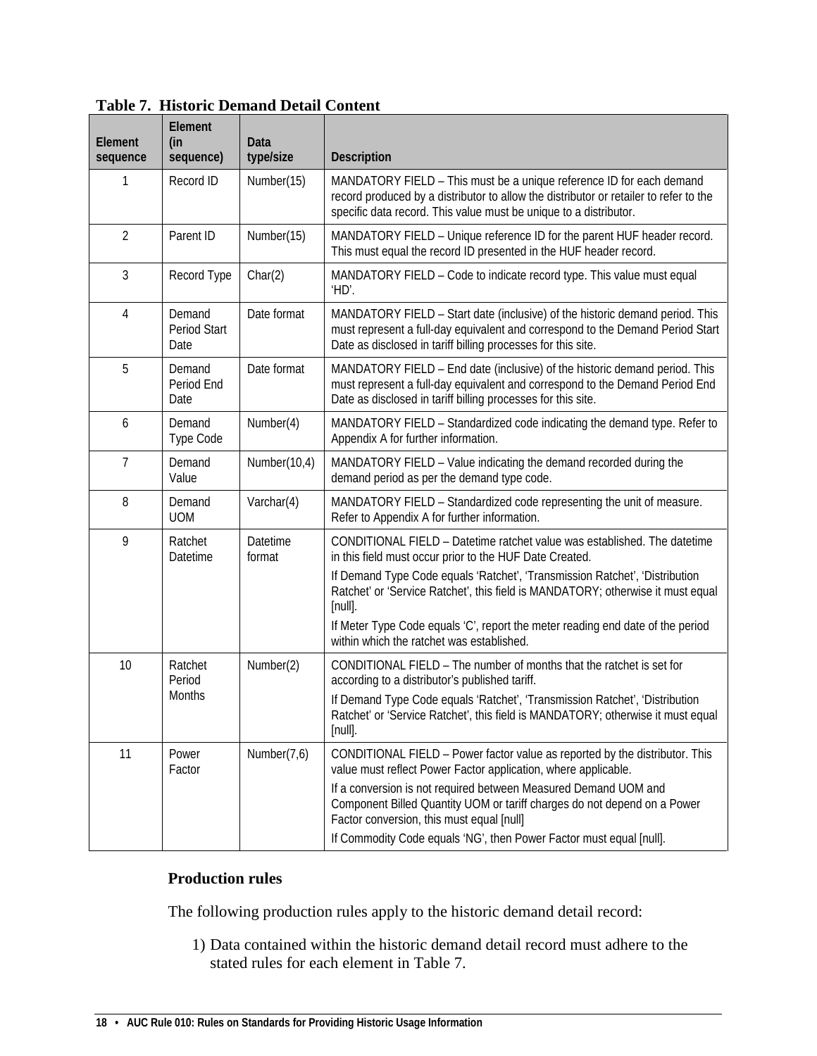**Table 7. Historic Demand Detail Content**

| Element sequence | Element (in sequence) | Data type/size | Description |
|---|---|---|---|
| 1 | Record ID | Number(15) | MANDATORY FIELD – This must be a unique reference ID for each demand record produced by a distributor to allow the distributor or retailer to refer to the specific data record. This value must be unique to a distributor. |
| 2 | Parent ID | Number(15) | MANDATORY FIELD – Unique reference ID for the parent HUF header record. This must equal the record ID presented in the HUF header record. |
| 3 | Record Type | Char(2) | MANDATORY FIELD – Code to indicate record type. This value must equal 'HD'. |
| 4 | Demand Period Start Date | Date format | MANDATORY FIELD – Start date (inclusive) of the historic demand period. This must represent a full-day equivalent and correspond to the Demand Period Start Date as disclosed in tariff billing processes for this site. |
| 5 | Demand Period End Date | Date format | MANDATORY FIELD – End date (inclusive) of the historic demand period. This must represent a full-day equivalent and correspond to the Demand Period End Date as disclosed in tariff billing processes for this site. |
| 6 | Demand Type Code | Number(4) | MANDATORY FIELD – Standardized code indicating the demand type. Refer to Appendix A for further information. |
| 7 | Demand Value | Number(10,4) | MANDATORY FIELD – Value indicating the demand recorded during the demand period as per the demand type code. |
| 8 | Demand UOM | Varchar(4) | MANDATORY FIELD – Standardized code representing the unit of measure. Refer to Appendix A for further information. |
| 9 | Ratchet Datetime | Datetime format | CONDITIONAL FIELD – Datetime ratchet value was established. The datetime in this field must occur prior to the HUF Date Created.<br>If Demand Type Code equals 'Ratchet', 'Transmission Ratchet', 'Distribution Ratchet' or 'Service Ratchet', this field is MANDATORY; otherwise it must equal [null].<br>If Meter Type Code equals 'C', report the meter reading end date of the period within which the ratchet was established. |
| 10 | Ratchet Period Months | Number(2) | CONDITIONAL FIELD – The number of months that the ratchet is set for according to a distributor's published tariff.<br>If Demand Type Code equals 'Ratchet', 'Transmission Ratchet', 'Distribution Ratchet' or 'Service Ratchet', this field is MANDATORY; otherwise it must equal [null]. |
| 11 | Power Factor | Number(7,6) | CONDITIONAL FIELD – Power factor value as reported by the distributor. This value must reflect Power Factor application, where applicable.<br>If a conversion is not required between Measured Demand UOM and Component Billed Quantity UOM or tariff charges do not depend on a Power Factor conversion, this must equal [null]<br>If Commodity Code equals 'NG', then Power Factor must equal [null]. |

**Production rules**

The following production rules apply to the historic demand detail record:

1) Data contained within the historic demand detail record must adhere to the stated rules for each element in Table 7.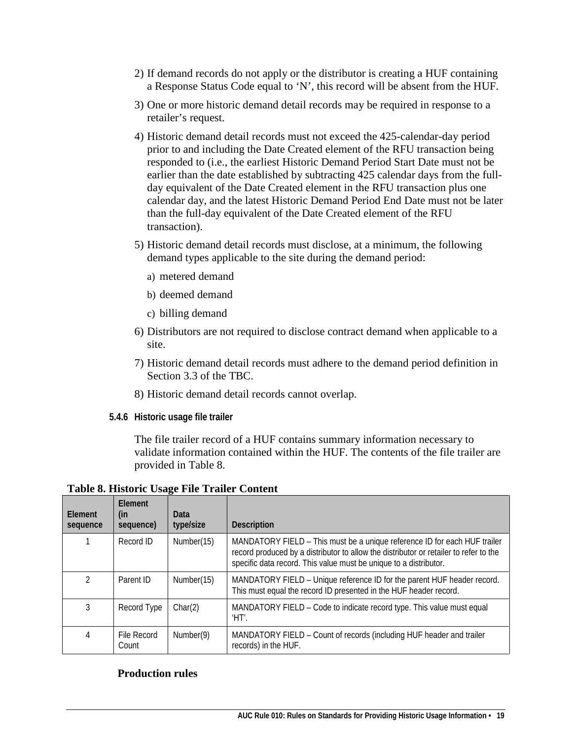2) If demand records do not apply or the distributor is creating a HUF containing a Response Status Code equal to ‘N’, this record will be absent from the HUF.

3) One or more historic demand detail records may be required in response to a retailer’s request.

4) Historic demand detail records must not exceed the 425-calendar-day period prior to and including the Date Created element of the RFU transaction being responded to (i.e., the earliest Historic Demand Period Start Date must not be earlier than the date established by subtracting 425 calendar days from the full-day equivalent of the Date Created element in the RFU transaction plus one calendar day, and the latest Historic Demand Period End Date must not be later than the full-day equivalent of the Date Created element of the RFU transaction).

5) Historic demand detail records must disclose, at a minimum, the following demand types applicable to the site during the demand period:

   a) metered demand

   b) deemed demand

   c) billing demand

6) Distributors are not required to disclose contract demand when applicable to a site.

7) Historic demand detail records must adhere to the demand period definition in Section 3.3 of the TBC.

8) Historic demand detail records cannot overlap.

#### 5.4.6 Historic usage file trailer

The file trailer record of a HUF contains summary information necessary to validate information contained within the HUF. The contents of the file trailer are provided in Table 8.

**Table 8. Historic Usage File Trailer Content**

| Element sequence | Element (in sequence) | Data type/size | Description |
|---|---|---|---|
| 1 | Record ID | Number(15) | MANDATORY FIELD – This must be a unique reference ID for each HUF trailer record produced by a distributor to allow the distributor or retailer to refer to the specific data record. This value must be unique to a distributor. |
| 2 | Parent ID | Number(15) | MANDATORY FIELD – Unique reference ID for the parent HUF header record. This must equal the record ID presented in the HUF header record. |
| 3 | Record Type | Char(2) | MANDATORY FIELD – Code to indicate record type. This value must equal ‘HT’. |
| 4 | File Record Count | Number(9) | MANDATORY FIELD – Count of records (including HUF header and trailer records) in the HUF. |

**Production rules**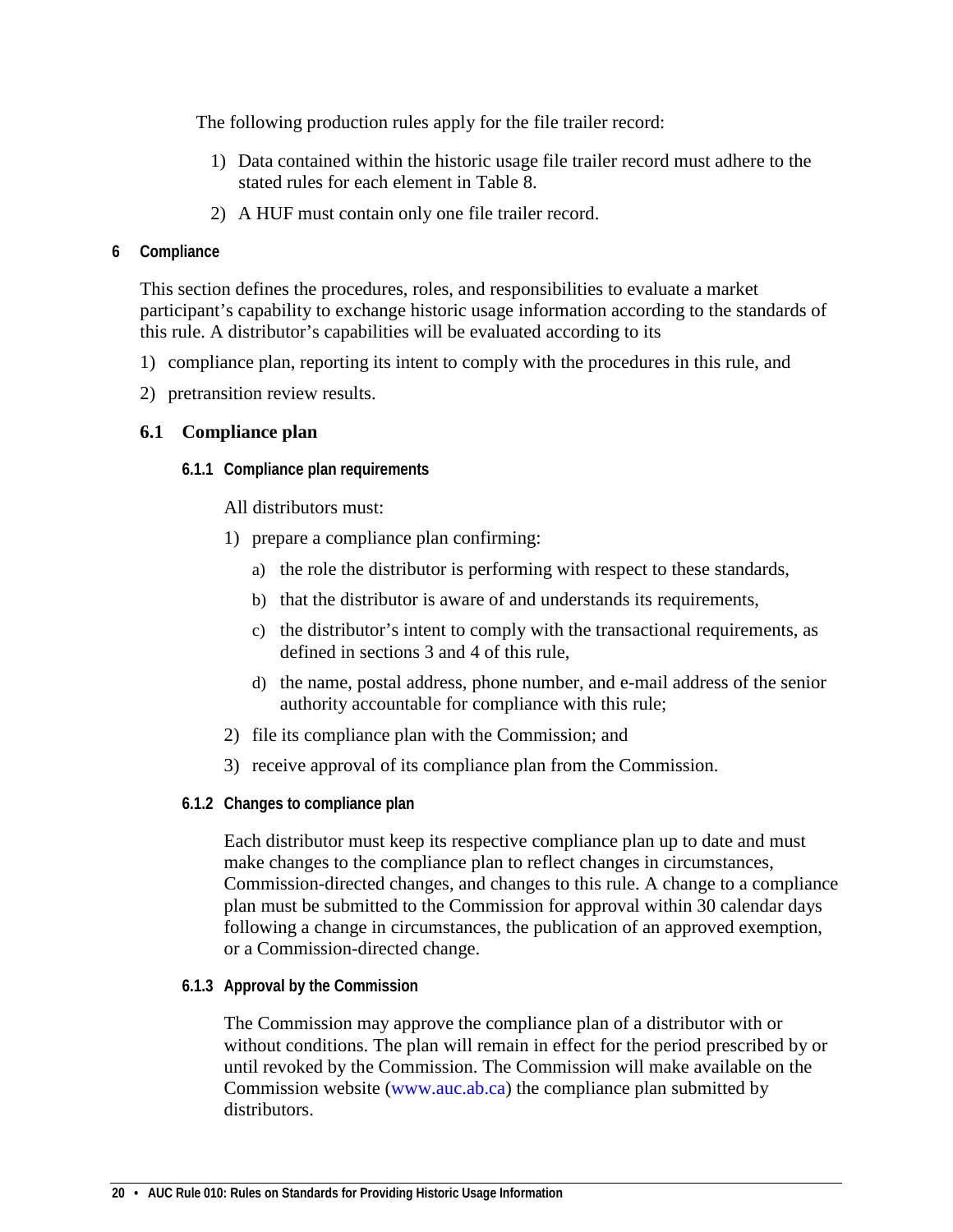The following production rules apply for the file trailer record:

1) Data contained within the historic usage file trailer record must adhere to the stated rules for each element in Table 8.
2) A HUF must contain only one file trailer record.

# 6 Compliance

This section defines the procedures, roles, and responsibilities to evaluate a market participant's capability to exchange historic usage information according to the standards of this rule. A distributor's capabilities will be evaluated according to its

1) compliance plan, reporting its intent to comply with the procedures in this rule, and
2) pretransition review results.

## 6.1 Compliance plan

### 6.1.1 Compliance plan requirements

All distributors must:

1) prepare a compliance plan confirming:
   a) the role the distributor is performing with respect to these standards,
   b) that the distributor is aware of and understands its requirements,
   c) the distributor's intent to comply with the transactional requirements, as defined in sections 3 and 4 of this rule,
   d) the name, postal address, phone number, and e-mail address of the senior authority accountable for compliance with this rule;
2) file its compliance plan with the Commission; and
3) receive approval of its compliance plan from the Commission.

### 6.1.2 Changes to compliance plan

Each distributor must keep its respective compliance plan up to date and must make changes to the compliance plan to reflect changes in circumstances, Commission-directed changes, and changes to this rule. A change to a compliance plan must be submitted to the Commission for approval within 30 calendar days following a change in circumstances, the publication of an approved exemption, or a Commission-directed change.

### 6.1.3 Approval by the Commission

The Commission may approve the compliance plan of a distributor with or without conditions. The plan will remain in effect for the period prescribed by or until revoked by the Commission. The Commission will make available on the Commission website (www.auc.ab.ca) the compliance plan submitted by distributors.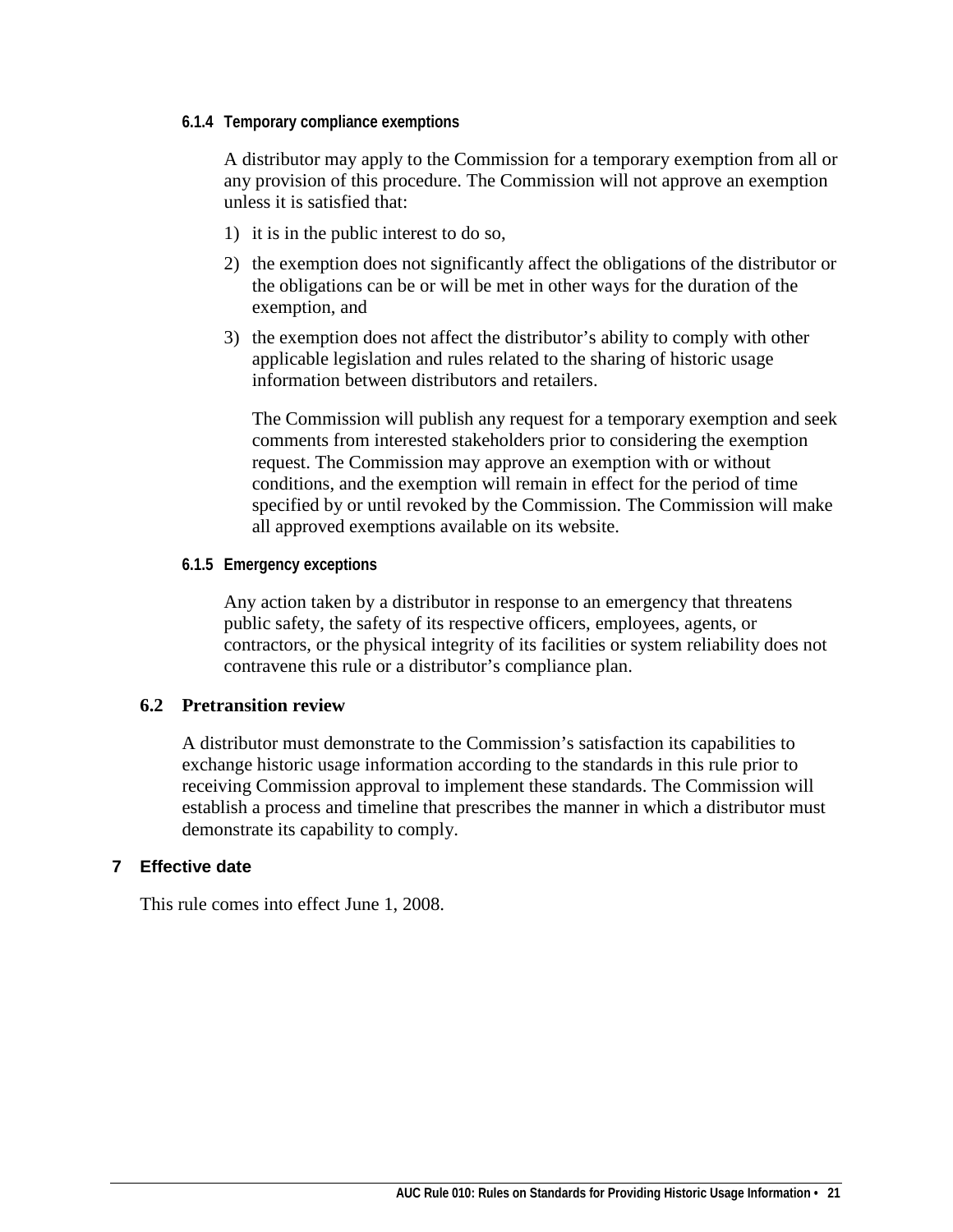#### 6.1.4 Temporary compliance exemptions

A distributor may apply to the Commission for a temporary exemption from all or any provision of this procedure. The Commission will not approve an exemption unless it is satisfied that:

1) it is in the public interest to do so,
2) the exemption does not significantly affect the obligations of the distributor or the obligations can be or will be met in other ways for the duration of the exemption, and
3) the exemption does not affect the distributor's ability to comply with other applicable legislation and rules related to the sharing of historic usage information between distributors and retailers.

   The Commission will publish any request for a temporary exemption and seek comments from interested stakeholders prior to considering the exemption request. The Commission may approve an exemption with or without conditions, and the exemption will remain in effect for the period of time specified by or until revoked by the Commission. The Commission will make all approved exemptions available on its website.

#### 6.1.5 Emergency exceptions

Any action taken by a distributor in response to an emergency that threatens public safety, the safety of its respective officers, employees, agents, or contractors, or the physical integrity of its facilities or system reliability does not contravene this rule or a distributor's compliance plan.

### 6.2 Pretransition review

A distributor must demonstrate to the Commission's satisfaction its capabilities to exchange historic usage information according to the standards in this rule prior to receiving Commission approval to implement these standards. The Commission will establish a process and timeline that prescribes the manner in which a distributor must demonstrate its capability to comply.

## 7 Effective date

This rule comes into effect June 1, 2008.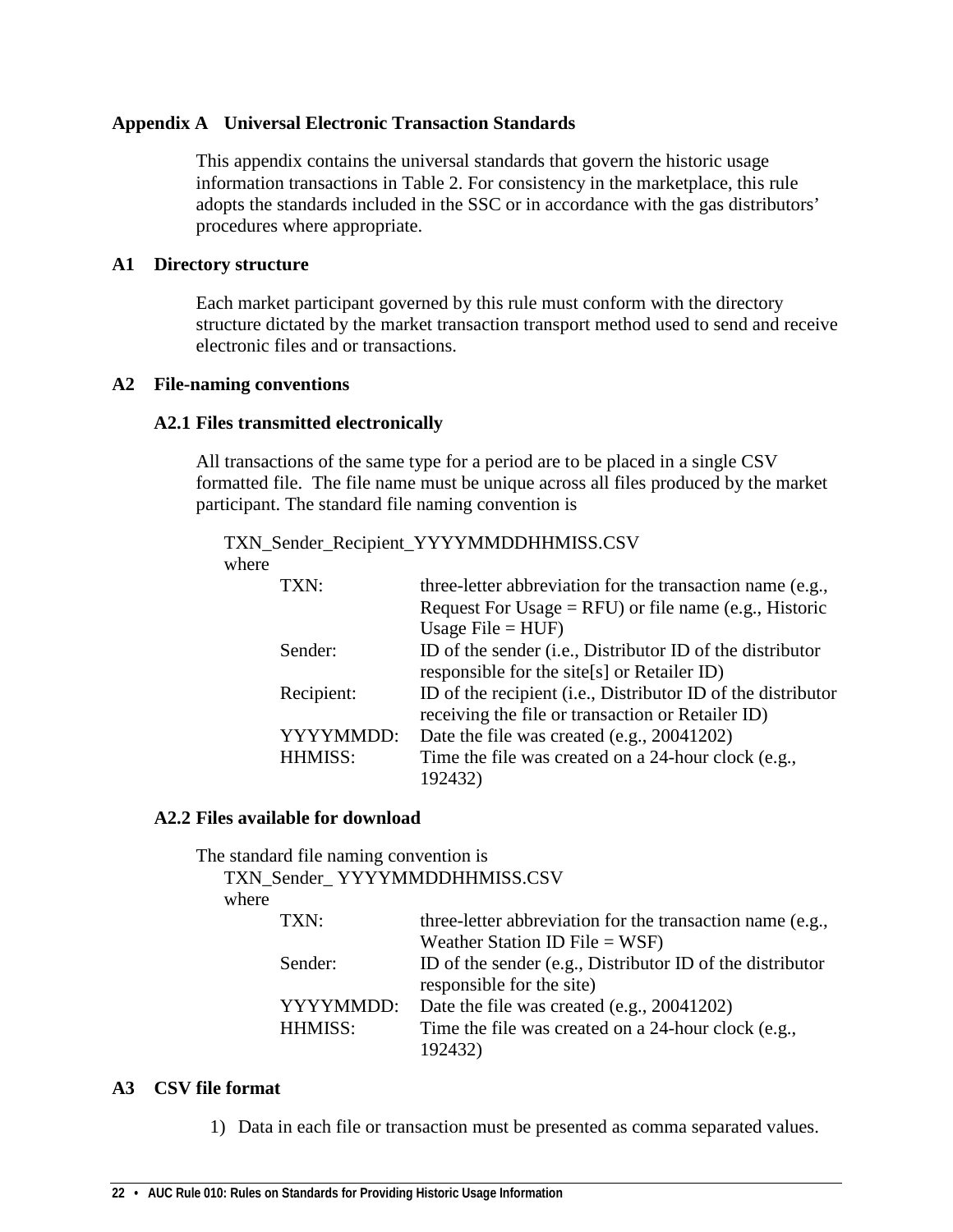## Appendix A Universal Electronic Transaction Standards

This appendix contains the universal standards that govern the historic usage information transactions in Table 2. For consistency in the marketplace, this rule adopts the standards included in the SSC or in accordance with the gas distributors' procedures where appropriate.

### A1 Directory structure

Each market participant governed by this rule must conform with the directory structure dictated by the market transaction transport method used to send and receive electronic files and or transactions.

### A2 File-naming conventions

#### A2.1 Files transmitted electronically

All transactions of the same type for a period are to be placed in a single CSV formatted file. The file name must be unique across all files produced by the market participant. The standard file naming convention is

TXN_Sender_Recipient_YYYYMMDDHHMISS.CSV

where

| | |
|---|---|
| TXN: | three-letter abbreviation for the transaction name (e.g., Request For Usage = RFU) or file name (e.g., Historic Usage File = HUF) |
| Sender: | ID of the sender (i.e., Distributor ID of the distributor responsible for the site[s] or Retailer ID) |
| Recipient: | ID of the recipient (i.e., Distributor ID of the distributor receiving the file or transaction or Retailer ID) |
| YYYYMMDD: | Date the file was created (e.g., 20041202) |
| HHMISS: | Time the file was created on a 24-hour clock (e.g., 192432) |

#### A2.2 Files available for download

The standard file naming convention is

TXN_Sender_ YYYYMMDDHHMISS.CSV

where

| | |
|---|---|
| TXN: | three-letter abbreviation for the transaction name (e.g., Weather Station ID File = WSF) |
| Sender: | ID of the sender (e.g., Distributor ID of the distributor responsible for the site) |
| YYYYMMDD: | Date the file was created (e.g., 20041202) |
| HHMISS: | Time the file was created on a 24-hour clock (e.g., 192432) |

### A3 CSV file format

1) Data in each file or transaction must be presented as comma separated values.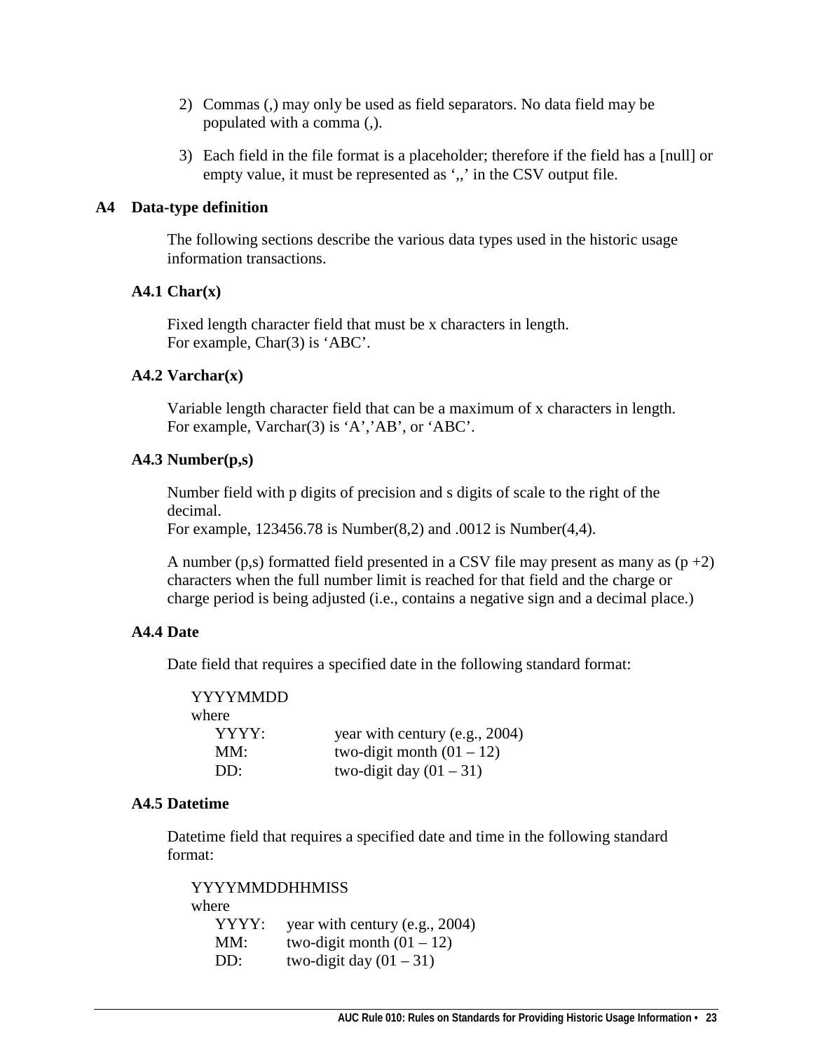2) Commas (,) may only be used as field separators. No data field may be populated with a comma (,).

3) Each field in the file format is a placeholder; therefore if the field has a [null] or empty value, it must be represented as ‘,,’ in the CSV output file.

## A4 Data-type definition

The following sections describe the various data types used in the historic usage information transactions.

### A4.1 Char(x)

Fixed length character field that must be x characters in length.
For example, Char(3) is ‘ABC’.

### A4.2 Varchar(x)

Variable length character field that can be a maximum of x characters in length.
For example, Varchar(3) is ‘A’,’AB’, or ‘ABC’.

### A4.3 Number(p,s)

Number field with p digits of precision and s digits of scale to the right of the decimal.
For example, 123456.78 is Number(8,2) and .0012 is Number(4,4).

A number (p,s) formatted field presented in a CSV file may present as many as (p +2) characters when the full number limit is reached for that field and the charge or charge period is being adjusted (i.e., contains a negative sign and a decimal place.)

### A4.4 Date

Date field that requires a specified date in the following standard format:

YYYYMMDD
where

| | |
|---|---|
| YYYY: | year with century (e.g., 2004) |
| MM: | two-digit month (01 – 12) |
| DD: | two-digit day (01 – 31) |

### A4.5 Datetime

Datetime field that requires a specified date and time in the following standard format:

YYYYMMDDHHMISS
where

| | |
|---|---|
| YYYY: | year with century (e.g., 2004) |
| MM: | two-digit month (01 – 12) |
| DD: | two-digit day (01 – 31) |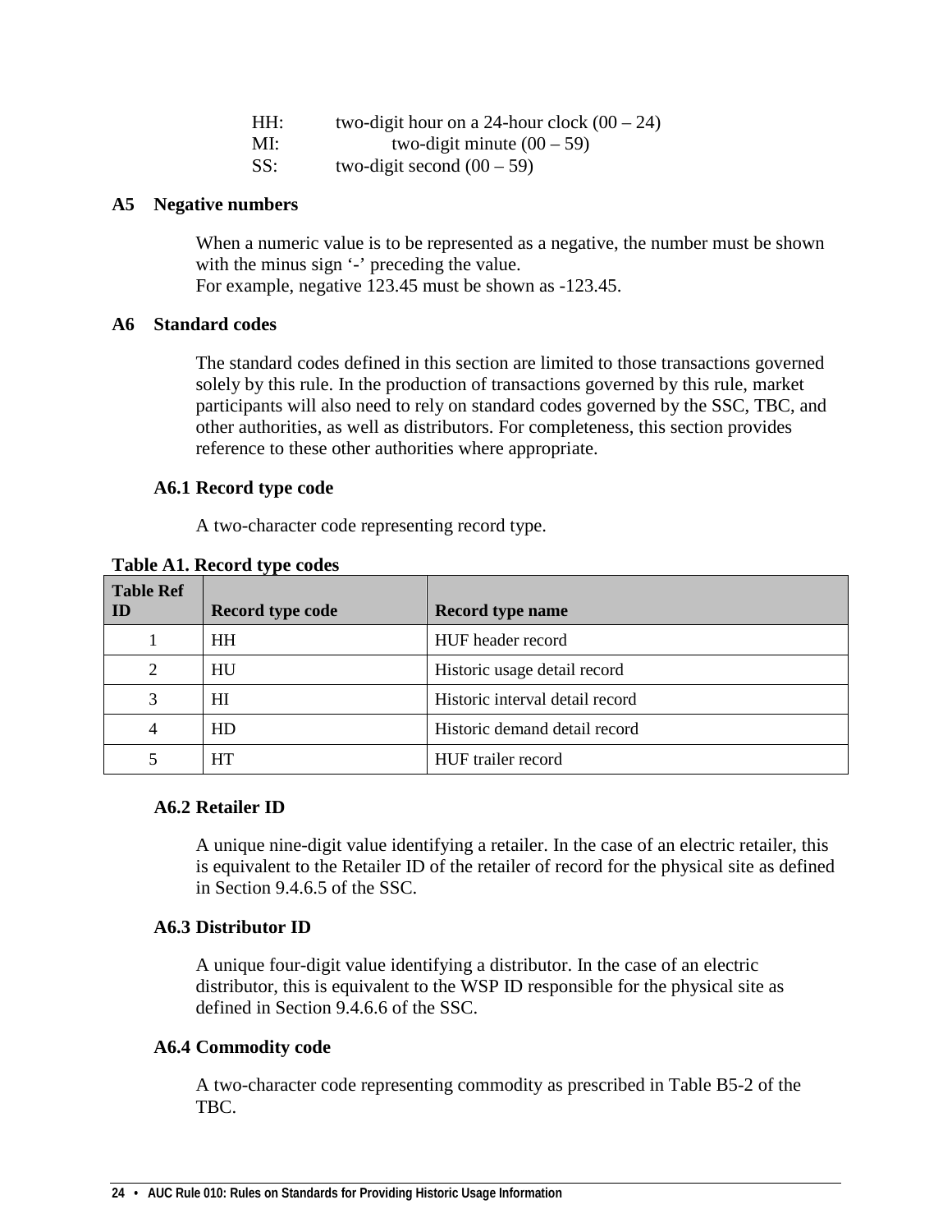HH: two-digit hour on a 24-hour clock (00 – 24)
MI: two-digit minute (00 – 59)
SS: two-digit second (00 – 59)

## A5 Negative numbers

When a numeric value is to be represented as a negative, the number must be shown with the minus sign '-' preceding the value.
For example, negative 123.45 must be shown as -123.45.

## A6 Standard codes

The standard codes defined in this section are limited to those transactions governed solely by this rule. In the production of transactions governed by this rule, market participants will also need to rely on standard codes governed by the SSC, TBC, and other authorities, as well as distributors. For completeness, this section provides reference to these other authorities where appropriate.

### A6.1 Record type code

A two-character code representing record type.

**Table A1. Record type codes**

| Table Ref ID | Record type code | Record type name |
|---|---|---|
| 1 | HH | HUF header record |
| 2 | HU | Historic usage detail record |
| 3 | HI | Historic interval detail record |
| 4 | HD | Historic demand detail record |
| 5 | HT | HUF trailer record |

### A6.2 Retailer ID

A unique nine-digit value identifying a retailer. In the case of an electric retailer, this is equivalent to the Retailer ID of the retailer of record for the physical site as defined in Section 9.4.6.5 of the SSC.

### A6.3 Distributor ID

A unique four-digit value identifying a distributor. In the case of an electric distributor, this is equivalent to the WSP ID responsible for the physical site as defined in Section 9.4.6.6 of the SSC.

### A6.4 Commodity code

A two-character code representing commodity as prescribed in Table B5-2 of the TBC.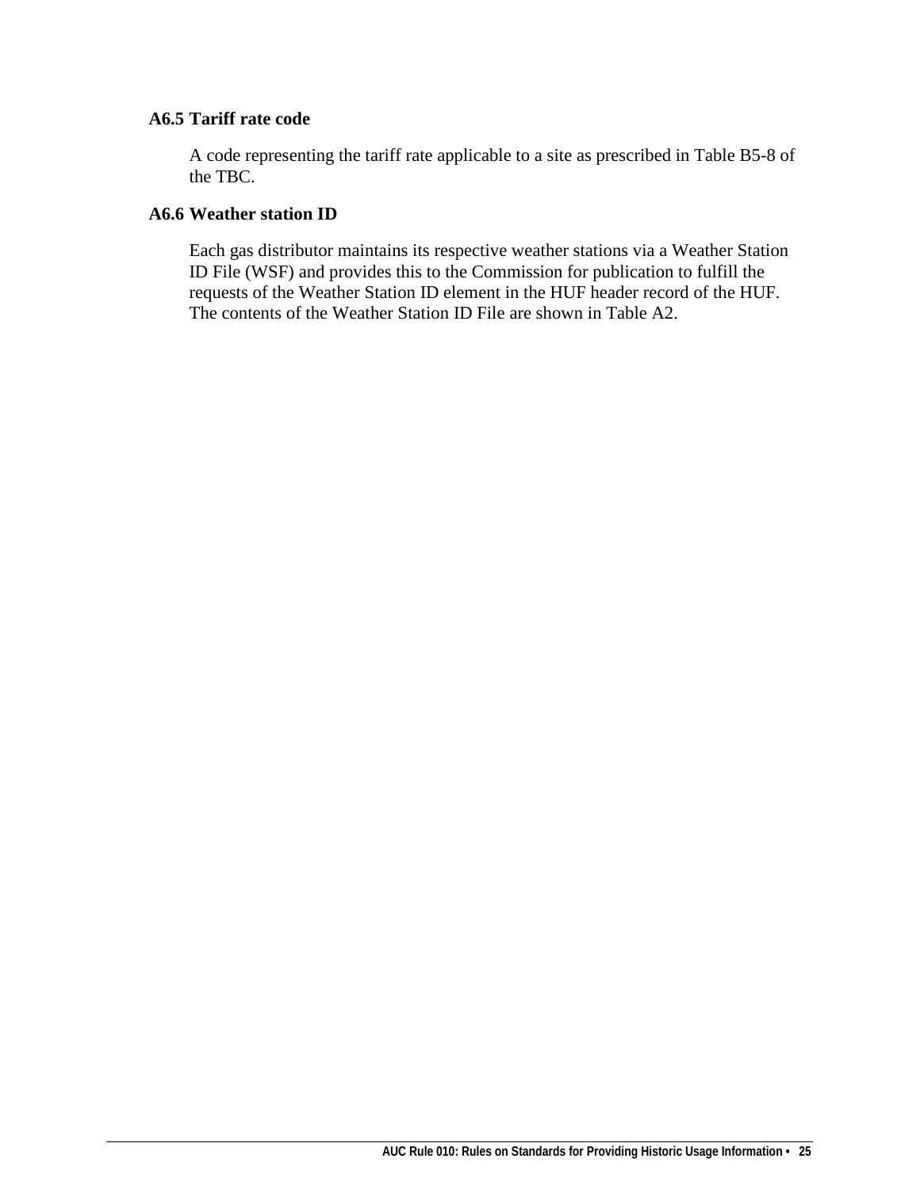### A6.5 Tariff rate code

A code representing the tariff rate applicable to a site as prescribed in Table B5-8 of the TBC.

### A6.6 Weather station ID

Each gas distributor maintains its respective weather stations via a Weather Station ID File (WSF) and provides this to the Commission for publication to fulfill the requests of the Weather Station ID element in the HUF header record of the HUF. The contents of the Weather Station ID File are shown in Table A2.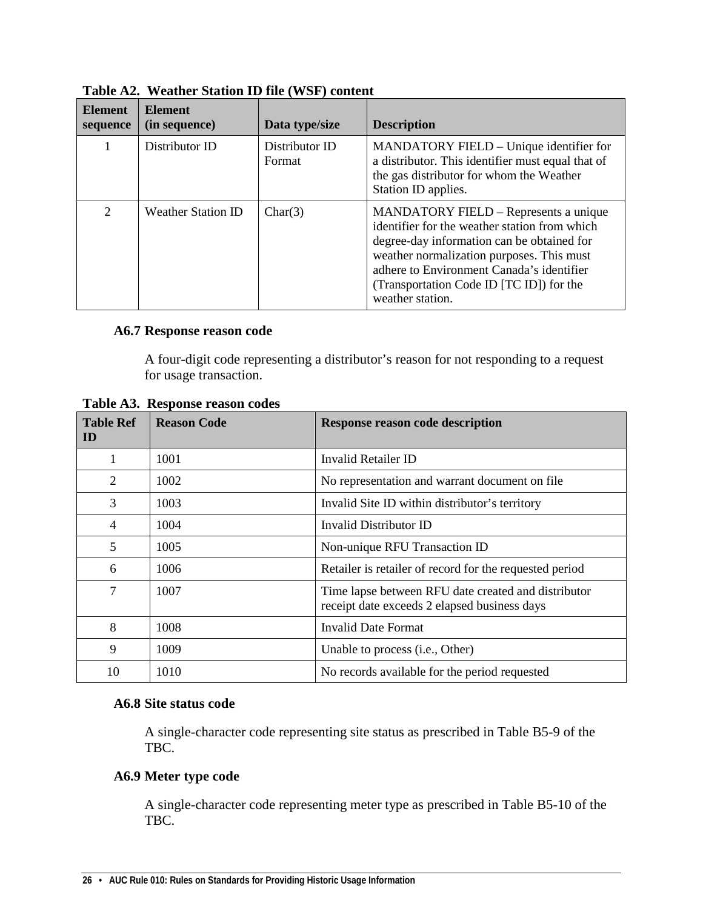**Table A2. Weather Station ID file (WSF) content**

| Element sequence | Element (in sequence) | Data type/size | Description |
|---|---|---|---|
| 1 | Distributor ID | Distributor ID Format | MANDATORY FIELD – Unique identifier for a distributor. This identifier must equal that of the gas distributor for whom the Weather Station ID applies. |
| 2 | Weather Station ID | Char(3) | MANDATORY FIELD – Represents a unique identifier for the weather station from which degree-day information can be obtained for weather normalization purposes. This must adhere to Environment Canada's identifier (Transportation Code ID [TC ID]) for the weather station. |

### A6.7 Response reason code

A four-digit code representing a distributor's reason for not responding to a request for usage transaction.

**Table A3. Response reason codes**

| Table Ref ID | Reason Code | Response reason code description |
|---|---|---|
| 1 | 1001 | Invalid Retailer ID |
| 2 | 1002 | No representation and warrant document on file |
| 3 | 1003 | Invalid Site ID within distributor's territory |
| 4 | 1004 | Invalid Distributor ID |
| 5 | 1005 | Non-unique RFU Transaction ID |
| 6 | 1006 | Retailer is retailer of record for the requested period |
| 7 | 1007 | Time lapse between RFU date created and distributor receipt date exceeds 2 elapsed business days |
| 8 | 1008 | Invalid Date Format |
| 9 | 1009 | Unable to process (i.e., Other) |
| 10 | 1010 | No records available for the period requested |

### A6.8 Site status code

A single-character code representing site status as prescribed in Table B5-9 of the TBC.

### A6.9 Meter type code

A single-character code representing meter type as prescribed in Table B5-10 of the TBC.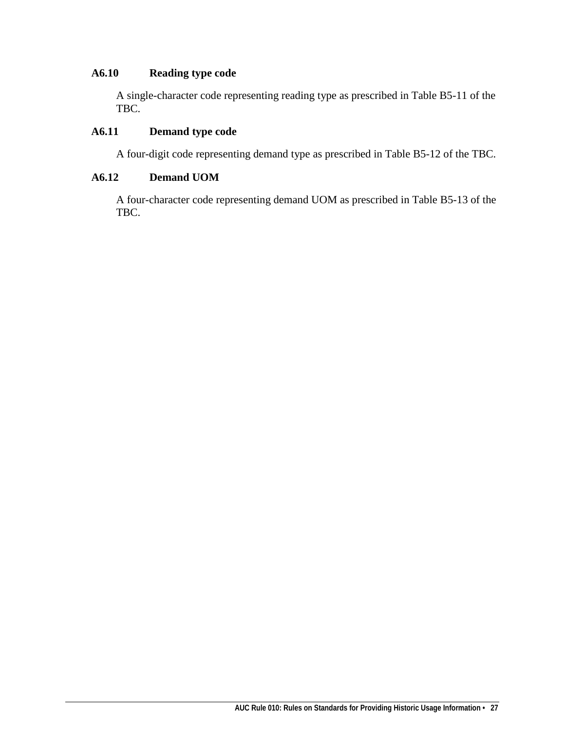### A6.10 Reading type code

A single-character code representing reading type as prescribed in Table B5-11 of the TBC.

### A6.11 Demand type code

A four-digit code representing demand type as prescribed in Table B5-12 of the TBC.

### A6.12 Demand UOM

A four-character code representing demand UOM as prescribed in Table B5-13 of the TBC.